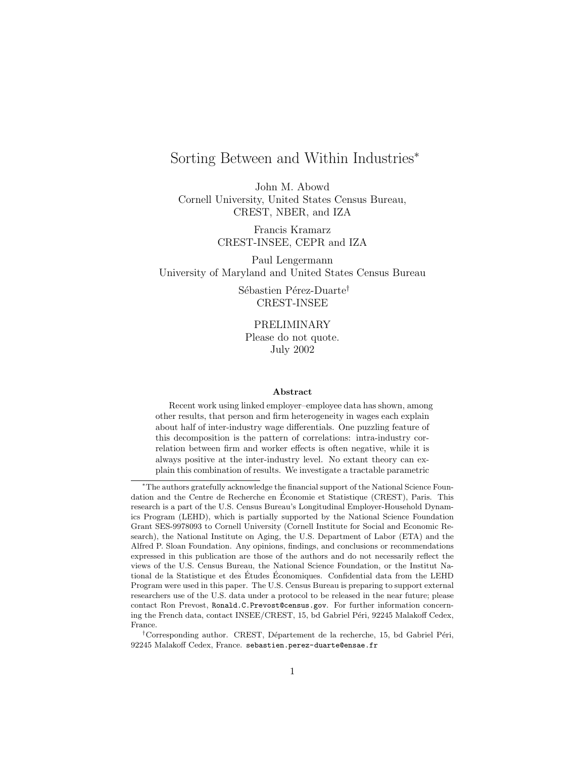# Sorting Between and Within Industries*

John M. Abowd
Cornell University, United States Census Bureau, CREST, NBER, and IZA

Francis Kramarz
CREST-INSEE, CEPR and IZA

Paul Lengermann
University of Maryland and United States Census Bureau

Sébastien Pérez-Duarte†
CREST-INSEE

PRELIMINARY
Please do not quote.
July 2002

### Abstract

Recent work using linked employer–employee data has shown, among other results, that person and firm heterogeneity in wages each explain about half of inter-industry wage differentials. One puzzling feature of this decomposition is the pattern of correlations: intra-industry correlation between firm and worker effects is often negative, while it is always positive at the inter-industry level. No extant theory can explain this combination of results. We investigate a tractable parametric

---

*The authors gratefully acknowledge the financial support of the National Science Foundation and the Centre de Recherche en Économie et Statistique (CREST), Paris. This research is a part of the U.S. Census Bureau's Longitudinal Employer-Household Dynamics Program (LEHD), which is partially supported by the National Science Foundation Grant SES-9978093 to Cornell University (Cornell Institute for Social and Economic Research), the National Institute on Aging, the U.S. Department of Labor (ETA) and the Alfred P. Sloan Foundation. Any opinions, findings, and conclusions or recommendations expressed in this publication are those of the authors and do not necessarily reflect the views of the U.S. Census Bureau, the National Science Foundation, or the Institut National de la Statistique et des Études Économiques. Confidential data from the LEHD Program were used in this paper. The U.S. Census Bureau is preparing to support external researchers use of the U.S. data under a protocol to be released in the near future; please contact Ron Prevost, Ronald.C.Prevost@census.gov. For further information concerning the French data, contact INSEE/CREST, 15, bd Gabriel Péri, 92245 Malakoff Cedex, France.

†Corresponding author. CREST, Département de la recherche, 15, bd Gabriel Péri, 92245 Malakoff Cedex, France. sebastien.perez-duarte@ensae.fr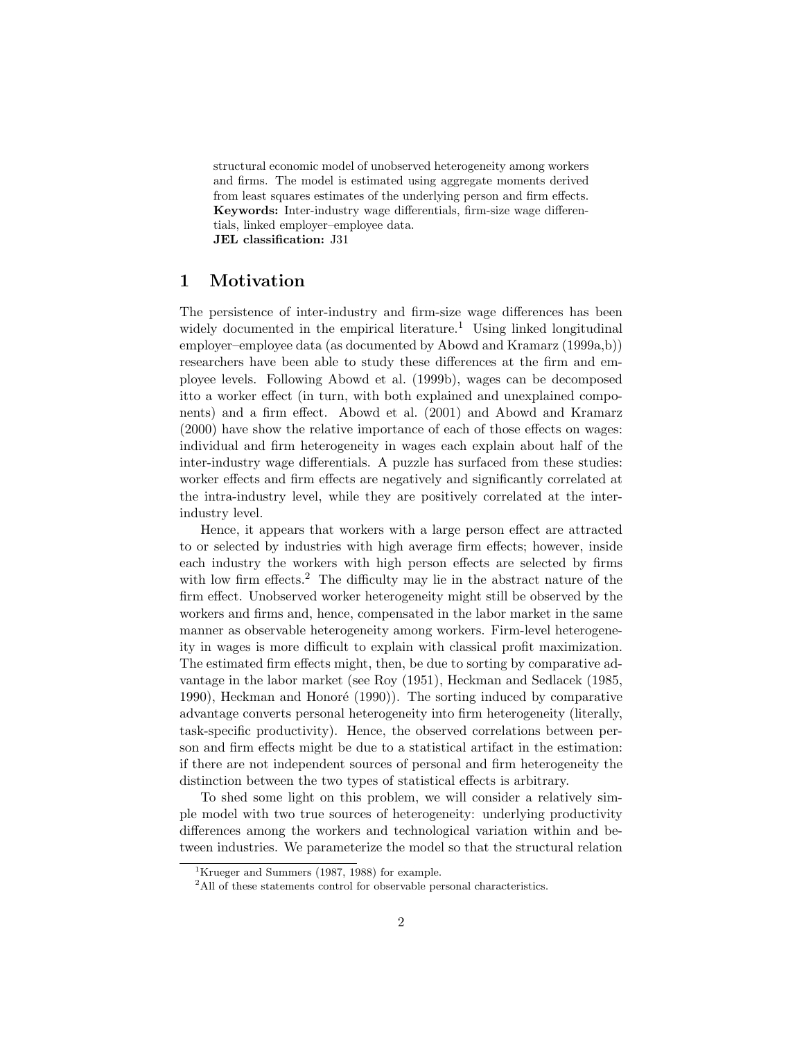structural economic model of unobserved heterogeneity among workers and firms. The model is estimated using aggregate moments derived from least squares estimates of the underlying person and firm effects.
**Keywords:** Inter-industry wage differentials, firm-size wage differentials, linked employer–employee data.
**JEL classification:** J31

## 1 Motivation

The persistence of inter-industry and firm-size wage differences has been widely documented in the empirical literature.[1] Using linked longitudinal employer–employee data (as documented by Abowd and Kramarz (1999a,b)) researchers have been able to study these differences at the firm and employee levels. Following Abowd et al. (1999b), wages can be decomposed itto a worker effect (in turn, with both explained and unexplained components) and a firm effect. Abowd et al. (2001) and Abowd and Kramarz (2000) have show the relative importance of each of those effects on wages: individual and firm heterogeneity in wages each explain about half of the inter-industry wage differentials. A puzzle has surfaced from these studies: worker effects and firm effects are negatively and significantly correlated at the intra-industry level, while they are positively correlated at the inter-industry level.

Hence, it appears that workers with a large person effect are attracted to or selected by industries with high average firm effects; however, inside each industry the workers with high person effects are selected by firms with low firm effects.[2] The difficulty may lie in the abstract nature of the firm effect. Unobserved worker heterogeneity might still be observed by the workers and firms and, hence, compensated in the labor market in the same manner as observable heterogeneity among workers. Firm-level heterogeneity in wages is more difficult to explain with classical profit maximization. The estimated firm effects might, then, be due to sorting by comparative advantage in the labor market (see Roy (1951), Heckman and Sedlacek (1985, 1990), Heckman and Honoré (1990)). The sorting induced by comparative advantage converts personal heterogeneity into firm heterogeneity (literally, task-specific productivity). Hence, the observed correlations between person and firm effects might be due to a statistical artifact in the estimation: if there are not independent sources of personal and firm heterogeneity the distinction between the two types of statistical effects is arbitrary.

To shed some light on this problem, we will consider a relatively simple model with two true sources of heterogeneity: underlying productivity differences among the workers and technological variation within and between industries. We parameterize the model so that the structural relation

[1] Krueger and Summers (1987, 1988) for example.

[2] All of these statements control for observable personal characteristics.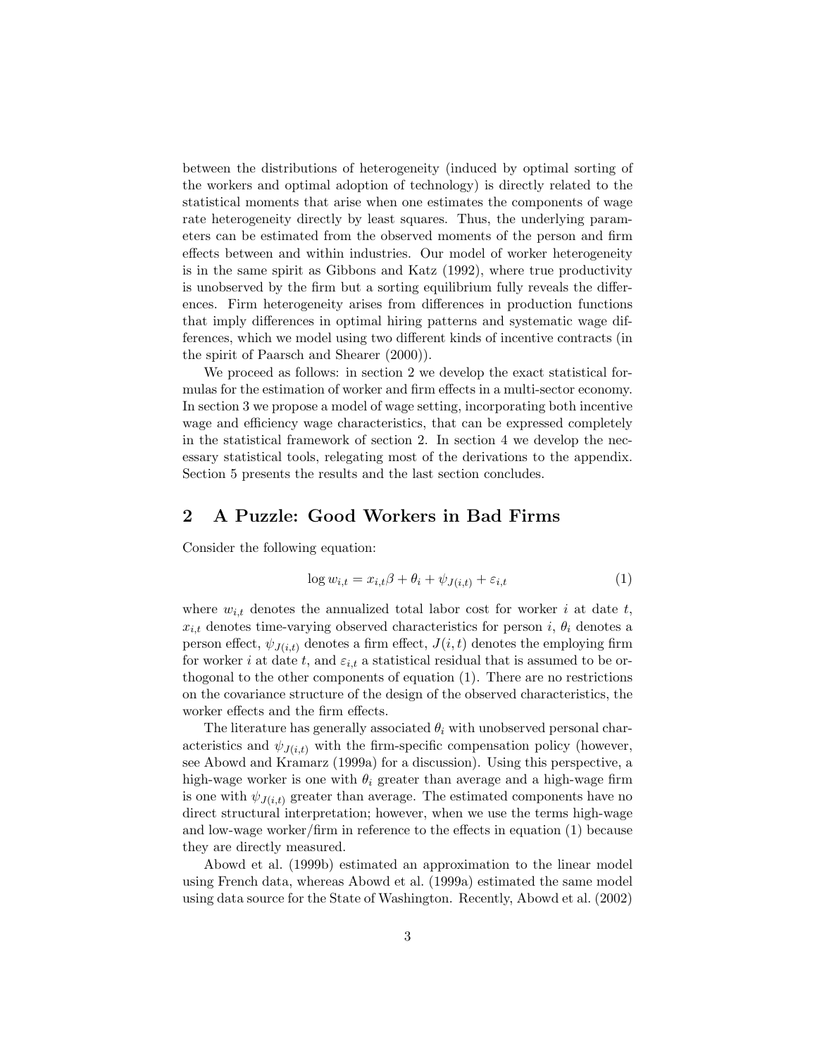between the distributions of heterogeneity (induced by optimal sorting of the workers and optimal adoption of technology) is directly related to the statistical moments that arise when one estimates the components of wage rate heterogeneity directly by least squares. Thus, the underlying parameters can be estimated from the observed moments of the person and firm effects between and within industries. Our model of worker heterogeneity is in the same spirit as Gibbons and Katz (1992), where true productivity is unobserved by the firm but a sorting equilibrium fully reveals the differences. Firm heterogeneity arises from differences in production functions that imply differences in optimal hiring patterns and systematic wage differences, which we model using two different kinds of incentive contracts (in the spirit of Paarsch and Shearer (2000)).

We proceed as follows: in section 2 we develop the exact statistical formulas for the estimation of worker and firm effects in a multi-sector economy. In section 3 we propose a model of wage setting, incorporating both incentive wage and efficiency wage characteristics, that can be expressed completely in the statistical framework of section 2. In section 4 we develop the necessary statistical tools, relegating most of the derivations to the appendix. Section 5 presents the results and the last section concludes.

## 2 A Puzzle: Good Workers in Bad Firms

Consider the following equation:

$$\log w_{i,t} = x_{i,t}\beta + \theta_i + \psi_{J(i,t)} + \varepsilon_{i,t} \tag{1}$$

where $w_{i,t}$ denotes the annualized total labor cost for worker $i$ at date $t$, $x_{i,t}$ denotes time-varying observed characteristics for person $i$, $\theta_i$ denotes a person effect, $\psi_{J(i,t)}$ denotes a firm effect, $J(i,t)$ denotes the employing firm for worker $i$ at date $t$, and $\varepsilon_{i,t}$ a statistical residual that is assumed to be orthogonal to the other components of equation (1). There are no restrictions on the covariance structure of the design of the observed characteristics, the worker effects and the firm effects.

The literature has generally associated $\theta_i$ with unobserved personal characteristics and $\psi_{J(i,t)}$ with the firm-specific compensation policy (however, see Abowd and Kramarz (1999a) for a discussion). Using this perspective, a high-wage worker is one with $\theta_i$ greater than average and a high-wage firm is one with $\psi_{J(i,t)}$ greater than average. The estimated components have no direct structural interpretation; however, when we use the terms high-wage and low-wage worker/firm in reference to the effects in equation (1) because they are directly measured.

Abowd et al. (1999b) estimated an approximation to the linear model using French data, whereas Abowd et al. (1999a) estimated the same model using data source for the State of Washington. Recently, Abowd et al. (2002)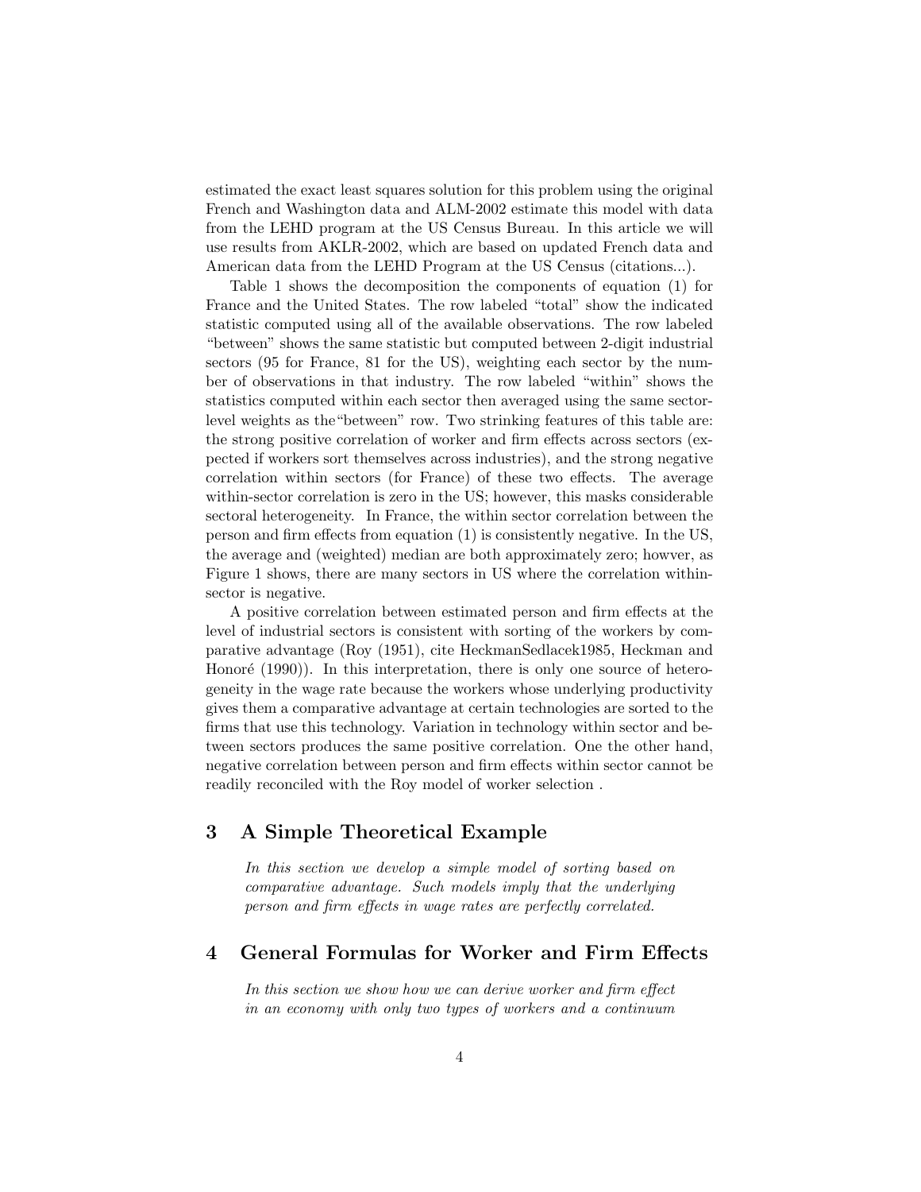estimated the exact least squares solution for this problem using the original French and Washington data and ALM-2002 estimate this model with data from the LEHD program at the US Census Bureau. In this article we will use results from AKLR-2002, which are based on updated French data and American data from the LEHD Program at the US Census (citations...).

Table 1 shows the decomposition the components of equation (1) for France and the United States. The row labeled "total" show the indicated statistic computed using all of the available observations. The row labeled "between" shows the same statistic but computed between 2-digit industrial sectors (95 for France, 81 for the US), weighting each sector by the number of observations in that industry. The row labeled "within" shows the statistics computed within each sector then averaged using the same sector-level weights as the"between" row. Two strinking features of this table are: the strong positive correlation of worker and firm effects across sectors (expected if workers sort themselves across industries), and the strong negative correlation within sectors (for France) of these two effects. The average within-sector correlation is zero in the US; however, this masks considerable sectoral heterogeneity. In France, the within sector correlation between the person and firm effects from equation (1) is consistently negative. In the US, the average and (weighted) median are both approximately zero; howver, as Figure 1 shows, there are many sectors in US where the correlation within-sector is negative.

A positive correlation between estimated person and firm effects at the level of industrial sectors is consistent with sorting of the workers by comparative advantage (Roy (1951), cite HeckmanSedlacek1985, Heckman and Honoré (1990)). In this interpretation, there is only one source of heterogeneity in the wage rate because the workers whose underlying productivity gives them a comparative advantage at certain technologies are sorted to the firms that use this technology. Variation in technology within sector and between sectors produces the same positive correlation. One the other hand, negative correlation between person and firm effects within sector cannot be readily reconciled with the Roy model of worker selection .

## 3 A Simple Theoretical Example

*In this section we develop a simple model of sorting based on comparative advantage. Such models imply that the underlying person and firm effects in wage rates are perfectly correlated.*

## 4 General Formulas for Worker and Firm Effects

*In this section we show how we can derive worker and firm effect in an economy with only two types of workers and a continuum*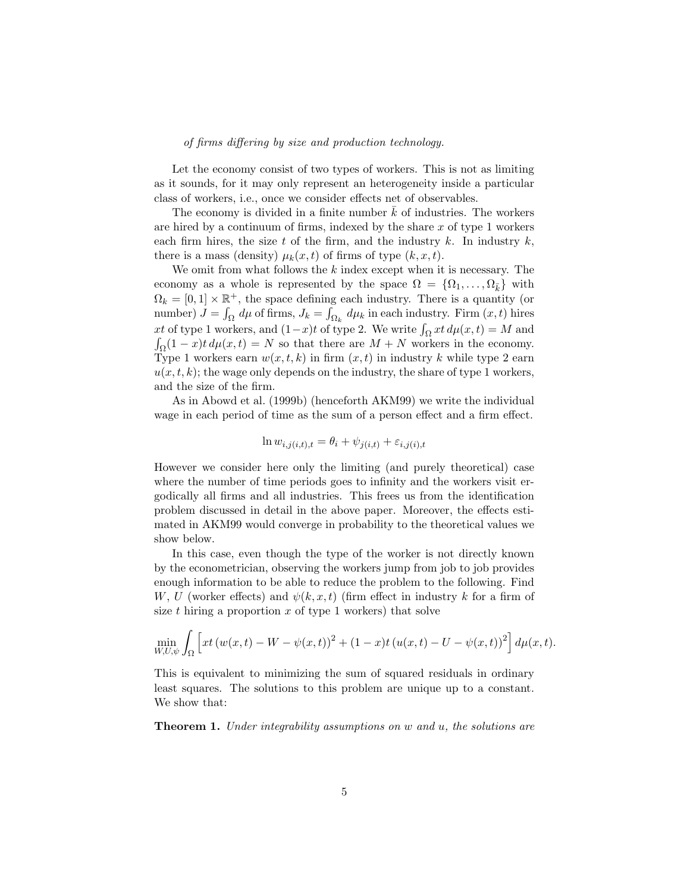*of firms differing by size and production technology.*

Let the economy consist of two types of workers. This is not as limiting as it sounds, for it may only represent an heterogeneity inside a particular class of workers, i.e., once we consider effects net of observables.

The economy is divided in a finite number $\bar{k}$ of industries. The workers are hired by a continuum of firms, indexed by the share $x$ of type 1 workers each firm hires, the size $t$ of the firm, and the industry $k$. In industry $k$, there is a mass (density) $\mu_k(x,t)$ of firms of type $(k,x,t)$.

We omit from what follows the $k$ index except when it is necessary. The economy as a whole is represented by the space $\Omega = \{\Omega_1, \ldots, \Omega_{\bar{k}}\}$ with $\Omega_k = [0,1] \times \mathbb{R}^+$, the space defining each industry. There is a quantity (or number) $J = \int_\Omega d\mu$ of firms, $J_k = \int_{\Omega_k} d\mu_k$ in each industry. Firm $(x,t)$ hires $xt$ of type 1 workers, and $(1-x)t$ of type 2. We write $\int_\Omega xt\, d\mu(x,t) = M$ and $\int_\Omega (1-x)t\, d\mu(x,t) = N$ so that there are $M+N$ workers in the economy. Type 1 workers earn $w(x,t,k)$ in firm $(x,t)$ in industry $k$ while type 2 earn $u(x,t,k)$; the wage only depends on the industry, the share of type 1 workers, and the size of the firm.

As in Abowd et al. (1999b) (henceforth AKM99) we write the individual wage in each period of time as the sum of a person effect and a firm effect.

$$\ln w_{i,j(i,t),t} = \theta_i + \psi_{j(i,t)} + \varepsilon_{i,j(i),t}$$

However we consider here only the limiting (and purely theoretical) case where the number of time periods goes to infinity and the workers visit ergodically all firms and all industries. This frees us from the identification problem discussed in detail in the above paper. Moreover, the effects estimated in AKM99 would converge in probability to the theoretical values we show below.

In this case, even though the type of the worker is not directly known by the econometrician, observing the workers jump from job to job provides enough information to be able to reduce the problem to the following. Find $W$, $U$ (worker effects) and $\psi(k,x,t)$ (firm effect in industry $k$ for a firm of size $t$ hiring a proportion $x$ of type 1 workers) that solve

$$\min_{W,U,\psi} \int_\Omega \left[ xt\,(w(x,t) - W - \psi(x,t))^2 + (1-x)t\,(u(x,t) - U - \psi(x,t))^2 \right] d\mu(x,t).$$

This is equivalent to minimizing the sum of squared residuals in ordinary least squares. The solutions to this problem are unique up to a constant. We show that:

**Theorem 1.** *Under integrability assumptions on $w$ and $u$, the solutions are*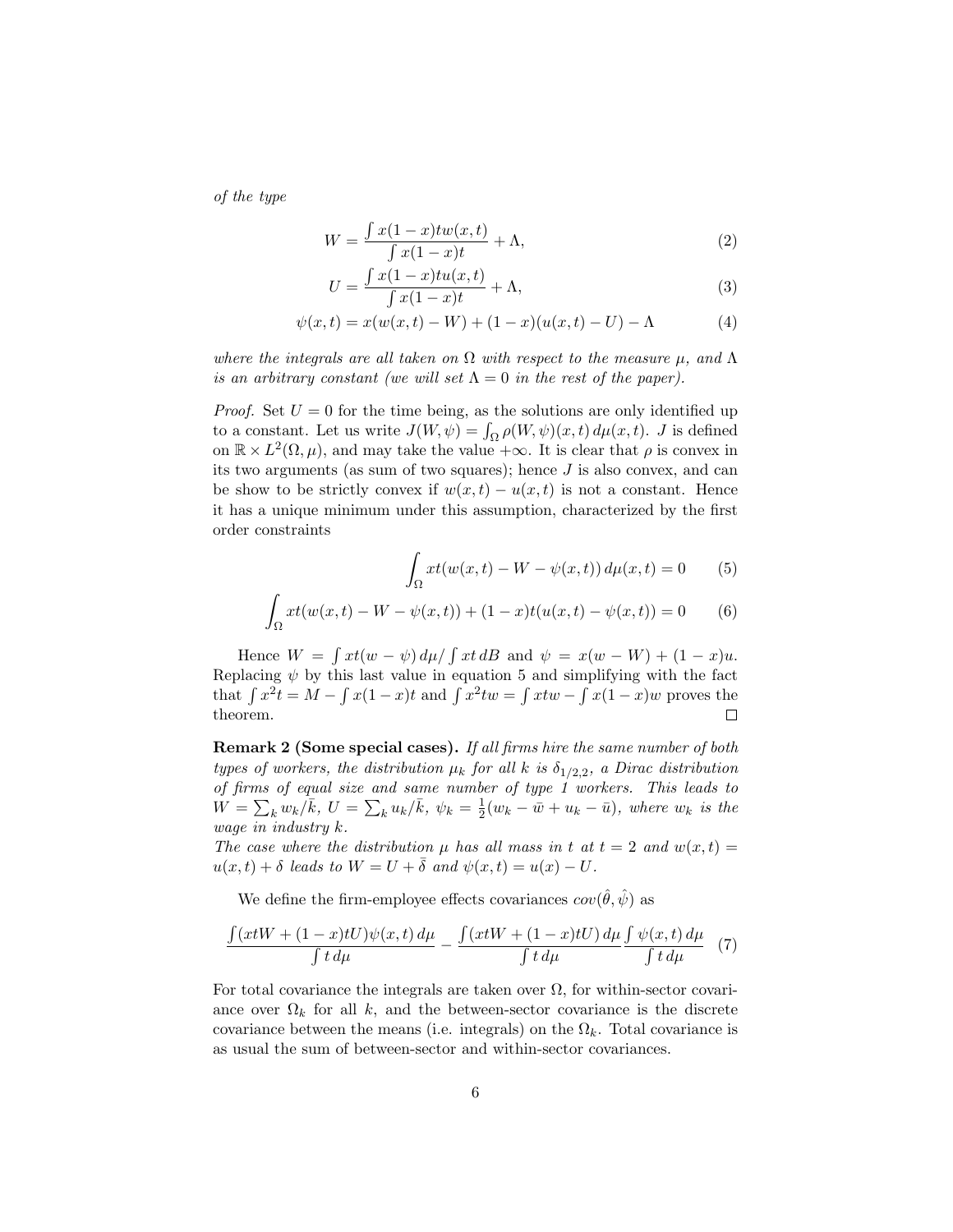*of the type*

$$W = \frac{\int x(1-x)tw(x,t)}{\int x(1-x)t} + \Lambda, \tag{2}$$

$$U = \frac{\int x(1-x)tu(x,t)}{\int x(1-x)t} + \Lambda, \tag{3}$$

$$\psi(x,t) = x(w(x,t) - W) + (1-x)(u(x,t) - U) - \Lambda \tag{4}$$

*where the integrals are all taken on $\Omega$ with respect to the measure $\mu$, and $\Lambda$ is an arbitrary constant (we will set $\Lambda = 0$ in the rest of the paper).*

*Proof.* Set $U = 0$ for the time being, as the solutions are only identified up to a constant. Let us write $J(W, \psi) = \int_\Omega \rho(W, \psi)(x,t)\, d\mu(x,t)$. $J$ is defined on $\mathbb{R} \times L^2(\Omega, \mu)$, and may take the value $+\infty$. It is clear that $\rho$ is convex in its two arguments (as sum of two squares); hence $J$ is also convex, and can be show to be strictly convex if $w(x,t) - u(x,t)$ is not a constant. Hence it has a unique minimum under this assumption, characterized by the first order constraints

$$\int_\Omega xt(w(x,t) - W - \psi(x,t))\, d\mu(x,t) = 0 \tag{5}$$

$$\int_\Omega xt(w(x,t) - W - \psi(x,t)) + (1-x)t(u(x,t) - \psi(x,t)) = 0 \tag{6}$$

Hence $W = \int xt(w - \psi)\, d\mu / \int xt\, dB$ and $\psi = x(w - W) + (1-x)u$. Replacing $\psi$ by this last value in equation 5 and simplifying with the fact that $\int x^2 t = M - \int x(1-x)t$ and $\int x^2 tw = \int xtw - \int x(1-x)w$ proves the theorem. $\square$

**Remark 2 (Some special cases).** *If all firms hire the same number of both types of workers, the distribution $\mu_k$ for all $k$ is $\delta_{1/2,2}$, a Dirac distribution of firms of equal size and same number of type 1 workers. This leads to $W = \sum_k w_k/\bar{k}$, $U = \sum_k u_k/\bar{k}$, $\psi_k = \frac{1}{2}(w_k - \bar{w} + u_k - \bar{u})$, where $w_k$ is the wage in industry $k$.*
*The case where the distribution $\mu$ has all mass in $t$ at $t = 2$ and $w(x,t) = u(x,t) + \delta$ leads to $W = U + \bar{\delta}$ and $\psi(x,t) = u(x) - U$.*

We define the firm-employee effects covariances $cov(\hat{\theta}, \hat{\psi})$ as

$$\frac{\int (xtW + (1-x)tU)\psi(x,t)\, d\mu}{\int t\, d\mu} - \frac{\int (xtW + (1-x)tU)\, d\mu}{\int t\, d\mu} \frac{\int \psi(x,t)\, d\mu}{\int t\, d\mu} \tag{7}$$

For total covariance the integrals are taken over $\Omega$, for within-sector covariance over $\Omega_k$ for all $k$, and the between-sector covariance is the discrete covariance between the means (i.e. integrals) on the $\Omega_k$. Total covariance is as usual the sum of between-sector and within-sector covariances.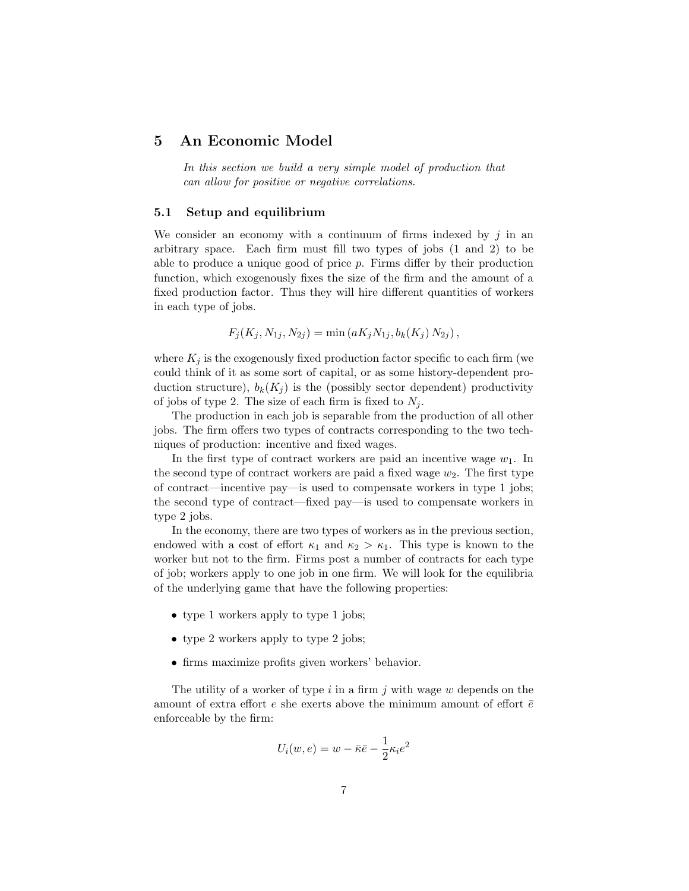## 5 An Economic Model

*In this section we build a very simple model of production that can allow for positive or negative correlations.*

### 5.1 Setup and equilibrium

We consider an economy with a continuum of firms indexed by $j$ in an arbitrary space. Each firm must fill two types of jobs (1 and 2) to be able to produce a unique good of price $p$. Firms differ by their production function, which exogenously fixes the size of the firm and the amount of a fixed production factor. Thus they will hire different quantities of workers in each type of jobs.

$$F_j(K_j, N_{1j}, N_{2j}) = \min\left(aK_jN_{1j}, b_k(K_j)\, N_{2j}\right),$$

where $K_j$ is the exogenously fixed production factor specific to each firm (we could think of it as some sort of capital, or as some history-dependent production structure), $b_k(K_j)$ is the (possibly sector dependent) productivity of jobs of type 2. The size of each firm is fixed to $N_j$.

The production in each job is separable from the production of all other jobs. The firm offers two types of contracts corresponding to the two techniques of production: incentive and fixed wages.

In the first type of contract workers are paid an incentive wage $w_1$. In the second type of contract workers are paid a fixed wage $w_2$. The first type of contract—incentive pay—is used to compensate workers in type 1 jobs; the second type of contract—fixed pay—is used to compensate workers in type 2 jobs.

In the economy, there are two types of workers as in the previous section, endowed with a cost of effort $\kappa_1$ and $\kappa_2 > \kappa_1$. This type is known to the worker but not to the firm. Firms post a number of contracts for each type of job; workers apply to one job in one firm. We will look for the equilibria of the underlying game that have the following properties:

- type 1 workers apply to type 1 jobs;
- type 2 workers apply to type 2 jobs;
- firms maximize profits given workers' behavior.

The utility of a worker of type $i$ in a firm $j$ with wage $w$ depends on the amount of extra effort $e$ she exerts above the minimum amount of effort $\bar{e}$ enforceable by the firm:

$$U_i(w, e) = w - \bar{\kappa}\bar{e} - \frac{1}{2}\kappa_i e^2$$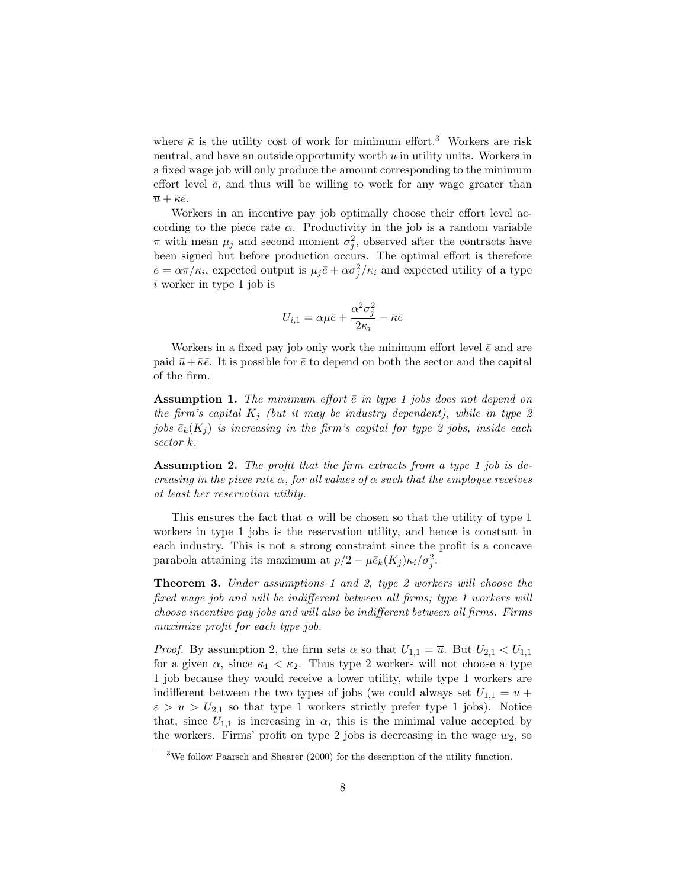where $\bar{\kappa}$ is the utility cost of work for minimum effort.[3] Workers are risk neutral, and have an outside opportunity worth $\overline{u}$ in utility units. Workers in a fixed wage job will only produce the amount corresponding to the minimum effort level $\bar{e}$, and thus will be willing to work for any wage greater than $\overline{u} + \bar{\kappa}\bar{e}$.

Workers in an incentive pay job optimally choose their effort level according to the piece rate $\alpha$. Productivity in the job is a random variable $\pi$ with mean $\mu_j$ and second moment $\sigma_j^2$, observed after the contracts have been signed but before production occurs. The optimal effort is therefore $e = \alpha\pi/\kappa_i$, expected output is $\mu_j\bar{e} + \alpha\sigma_j^2/\kappa_i$ and expected utility of a type $i$ worker in type 1 job is

$$U_{i,1} = \alpha\mu\bar{e} + \frac{\alpha^2\sigma_j^2}{2\kappa_i} - \bar{\kappa}\bar{e}$$

Workers in a fixed pay job only work the minimum effort level $\bar{e}$ and are paid $\bar{u} + \bar{\kappa}\bar{e}$. It is possible for $\bar{e}$ to depend on both the sector and the capital of the firm.

**Assumption 1.** *The minimum effort $\bar{e}$ in type 1 jobs does not depend on the firm's capital $K_j$ (but it may be industry dependent), while in type 2 jobs $\bar{e}_k(K_j)$ is increasing in the firm's capital for type 2 jobs, inside each sector $k$.*

**Assumption 2.** *The profit that the firm extracts from a type 1 job is decreasing in the piece rate $\alpha$, for all values of $\alpha$ such that the employee receives at least her reservation utility.*

This ensures the fact that $\alpha$ will be chosen so that the utility of type 1 workers in type 1 jobs is the reservation utility, and hence is constant in each industry. This is not a strong constraint since the profit is a concave parabola attaining its maximum at $p/2 - \mu\bar{e}_k(K_j)\kappa_i/\sigma_j^2$.

**Theorem 3.** *Under assumptions 1 and 2, type 2 workers will choose the fixed wage job and will be indifferent between all firms; type 1 workers will choose incentive pay jobs and will also be indifferent between all firms. Firms maximize profit for each type job.*

*Proof.* By assumption 2, the firm sets $\alpha$ so that $U_{1,1} = \overline{u}$. But $U_{2,1} < U_{1,1}$ for a given $\alpha$, since $\kappa_1 < \kappa_2$. Thus type 2 workers will not choose a type 1 job because they would receive a lower utility, while type 1 workers are indifferent between the two types of jobs (we could always set $U_{1,1} = \overline{u} + \varepsilon > \overline{u} > U_{2,1}$ so that type 1 workers strictly prefer type 1 jobs). Notice that, since $U_{1,1}$ is increasing in $\alpha$, this is the minimal value accepted by the workers. Firms' profit on type 2 jobs is decreasing in the wage $w_2$, so

[3] We follow Paarsch and Shearer (2000) for the description of the utility function.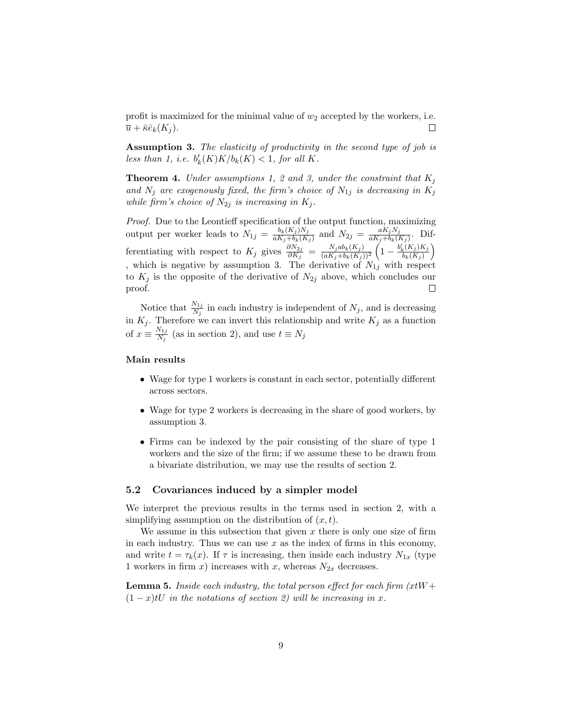profit is maximized for the minimal value of $w_2$ accepted by the workers, i.e. $\overline{u} + \bar{\kappa}\bar{e}_k(K_j)$. □

**Assumption 3.** *The elasticity of productivity in the second type of job is less than 1, i.e. $b'_k(K)K/b_k(K) < 1$, for all $K$.*

**Theorem 4.** *Under assumptions 1, 2 and 3, under the constraint that $K_j$ and $N_j$ are exogenously fixed, the firm's choice of $N_{1j}$ is decreasing in $K_j$ while firm's choice of $N_{2j}$ is increasing in $K_j$.*

*Proof.* Due to the Leontieff specification of the output function, maximizing output per worker leads to $N_{1j} = \frac{b_k(K_j)N_j}{aK_j + b_k(K_j)}$ and $N_{2j} = \frac{aK_jN_j}{aK_j + b_k(K_j)}$. Differentiating with respect to $K_j$ gives $\frac{\partial N_{2j}}{\partial K_j} = \frac{N_j a b_k(K_j)}{(aK_j + b_k(K_j))^2}\left(1 - \frac{b'_k(K_j)K_j}{b_k(K_j)}\right)$ , which is negative by assumption 3. The derivative of $N_{1j}$ with respect to $K_j$ is the opposite of the derivative of $N_{2j}$ above, which concludes our proof. □

Notice that $\frac{N_{1j}}{N_j}$ in each industry is independent of $N_j$, and is decreasing in $K_j$. Therefore we can invert this relationship and write $K_j$ as a function of $x \equiv \frac{N_{1j}}{N_j}$ (as in section 2), and use $t \equiv N_j$

**Main results**

- Wage for type 1 workers is constant in each sector, potentially different across sectors.
- Wage for type 2 workers is decreasing in the share of good workers, by assumption 3.
- Firms can be indexed by the pair consisting of the share of type 1 workers and the size of the firm; if we assume these to be drawn from a bivariate distribution, we may use the results of section 2.

### 5.2 Covariances induced by a simpler model

We interpret the previous results in the terms used in section 2, with a simplifying assumption on the distribution of $(x, t)$.

We assume in this subsection that given $x$ there is only one size of firm in each industry. Thus we can use $x$ as the index of firms in this economy, and write $t = \tau_k(x)$. If $\tau$ is increasing, then inside each industry $N_{1x}$ (type 1 workers in firm $x$) increases with $x$, whereas $N_{2x}$ decreases.

**Lemma 5.** *Inside each industry, the total person effect for each firm ($xtW + (1-x)tU$ in the notations of section 2) will be increasing in $x$.*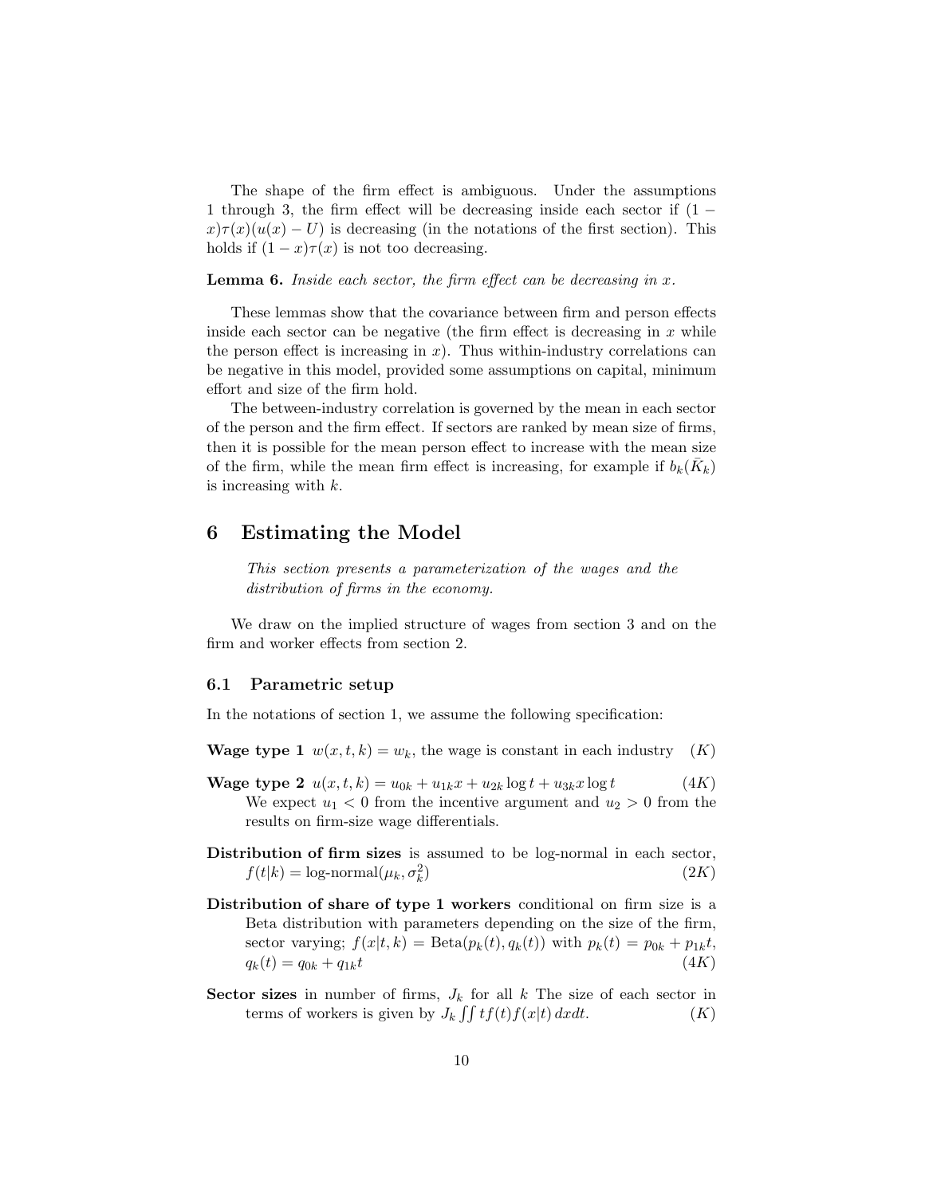The shape of the firm effect is ambiguous. Under the assumptions 1 through 3, the firm effect will be decreasing inside each sector if $(1-x)\tau(x)(u(x)-U)$ is decreasing (in the notations of the first section). This holds if $(1-x)\tau(x)$ is not too decreasing.

**Lemma 6.** *Inside each sector, the firm effect can be decreasing in $x$.*

These lemmas show that the covariance between firm and person effects inside each sector can be negative (the firm effect is decreasing in $x$ while the person effect is increasing in $x$). Thus within-industry correlations can be negative in this model, provided some assumptions on capital, minimum effort and size of the firm hold.

The between-industry correlation is governed by the mean in each sector of the person and the firm effect. If sectors are ranked by mean size of firms, then it is possible for the mean person effect to increase with the mean size of the firm, while the mean firm effect is increasing, for example if $b_k(\bar{K}_k)$ is increasing with $k$.

# 6 Estimating the Model

*This section presents a parameterization of the wages and the distribution of firms in the economy.*

We draw on the implied structure of wages from section 3 and on the firm and worker effects from section 2.

## 6.1 Parametric setup

In the notations of section 1, we assume the following specification:

**Wage type 1** $w(x,t,k) = w_k$, the wage is constant in each industry $\quad (K)$

**Wage type 2** $u(x,t,k) = u_{0k} + u_{1k}x + u_{2k}\log t + u_{3k}x\log t \quad (4K)$
We expect $u_1 < 0$ from the incentive argument and $u_2 > 0$ from the results on firm-size wage differentials.

**Distribution of firm sizes** is assumed to be log-normal in each sector, $f(t|k) = \text{log-normal}(\mu_k, \sigma_k^2) \quad (2K)$

**Distribution of share of type 1 workers** conditional on firm size is a Beta distribution with parameters depending on the size of the firm, sector varying; $f(x|t,k) = \text{Beta}(p_k(t), q_k(t))$ with $p_k(t) = p_{0k} + p_{1k}t$, $q_k(t) = q_{0k} + q_{1k}t \quad (4K)$

**Sector sizes** in number of firms, $J_k$ for all $k$ The size of each sector in terms of workers is given by $J_k \iint t f(t) f(x|t)\, dx dt. \quad (K)$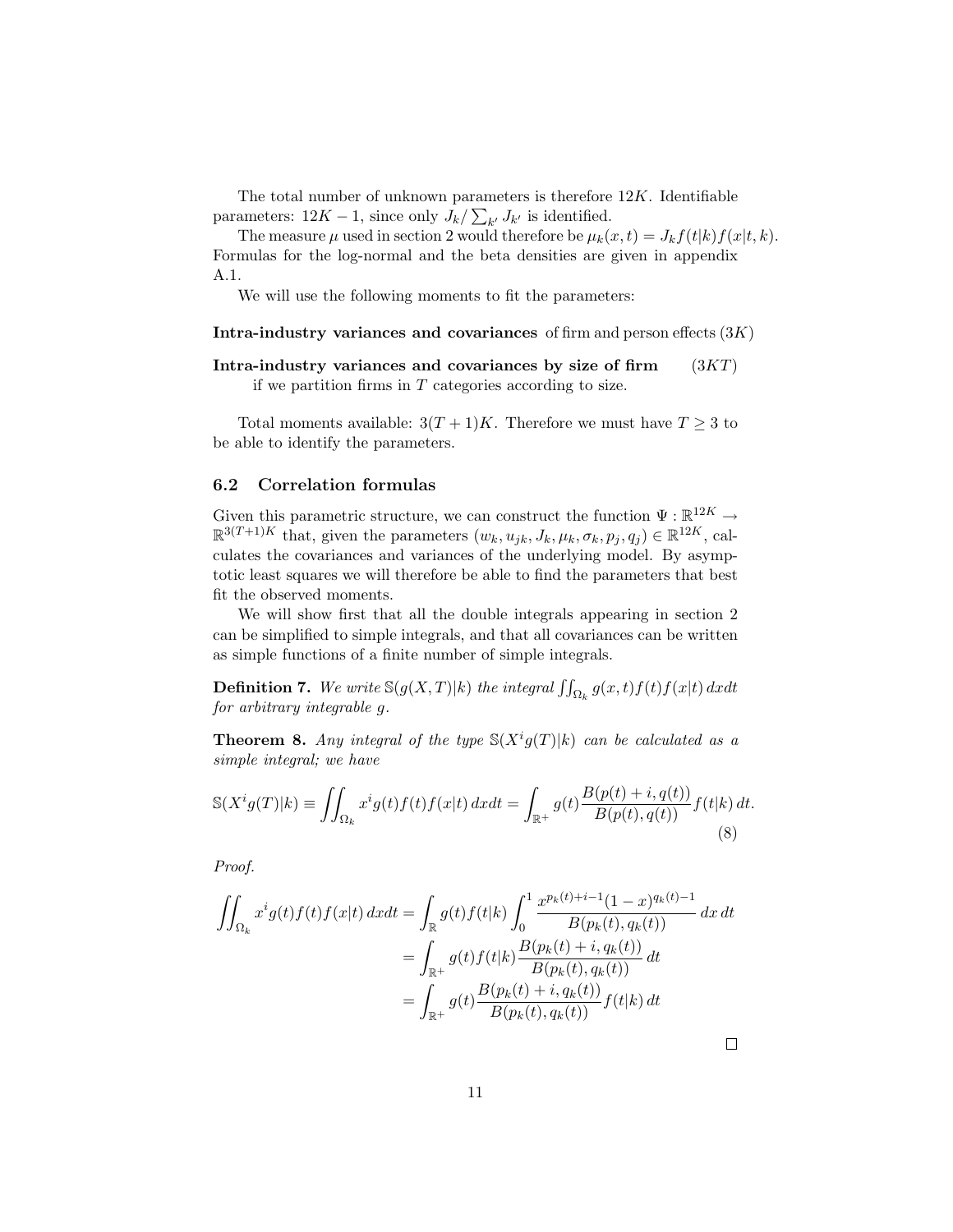The total number of unknown parameters is therefore $12K$. Identifiable parameters: $12K - 1$, since only $J_k / \sum_{k'} J_{k'}$ is identified.

The measure $\mu$ used in section 2 would therefore be $\mu_k(x,t) = J_k f(t|k) f(x|t,k)$. Formulas for the log-normal and the beta densities are given in appendix A.1.

We will use the following moments to fit the parameters:

**Intra-industry variances and covariances** of firm and person effects $(3K)$

**Intra-industry variances and covariances by size of firm** $(3KT)$ if we partition firms in $T$ categories according to size.

Total moments available: $3(T+1)K$. Therefore we must have $T \geq 3$ to be able to identify the parameters.

## 6.2 Correlation formulas

Given this parametric structure, we can construct the function $\Psi : \mathbb{R}^{12K} \to \mathbb{R}^{3(T+1)K}$ that, given the parameters $(w_k, u_{jk}, J_k, \mu_k, \sigma_k, p_j, q_j) \in \mathbb{R}^{12K}$, calculates the covariances and variances of the underlying model. By asymptotic least squares we will therefore be able to find the parameters that best fit the observed moments.

We will show first that all the double integrals appearing in section 2 can be simplified to simple integrals, and that all covariances can be written as simple functions of a finite number of simple integrals.

**Definition 7.** *We write $\mathbb{S}(g(X,T)|k)$ the integral $\iint_{\Omega_k} g(x,t) f(t) f(x|t)\, dxdt$ for arbitrary integrable $g$.*

**Theorem 8.** *Any integral of the type $\mathbb{S}(X^i g(T)|k)$ can be calculated as a simple integral; we have*

$$\mathbb{S}(X^i g(T)|k) \equiv \iint_{\Omega_k} x^i g(t) f(t) f(x|t)\, dxdt = \int_{\mathbb{R}^+} g(t) \frac{B(p(t)+i, q(t))}{B(p(t), q(t))} f(t|k)\, dt. \tag{8}$$

*Proof.*

$$\begin{aligned}
\iint_{\Omega_k} x^i g(t) f(t) f(x|t)\, dxdt &= \int_{\mathbb{R}} g(t) f(t|k) \int_0^1 \frac{x^{p_k(t)+i-1}(1-x)^{q_k(t)-1}}{B(p_k(t), q_k(t))}\, dx\, dt \\
&= \int_{\mathbb{R}^+} g(t) f(t|k) \frac{B(p_k(t)+i, q_k(t))}{B(p_k(t), q_k(t))}\, dt \\
&= \int_{\mathbb{R}^+} g(t) \frac{B(p_k(t)+i, q_k(t))}{B(p_k(t), q_k(t))} f(t|k)\, dt
\end{aligned}$$

□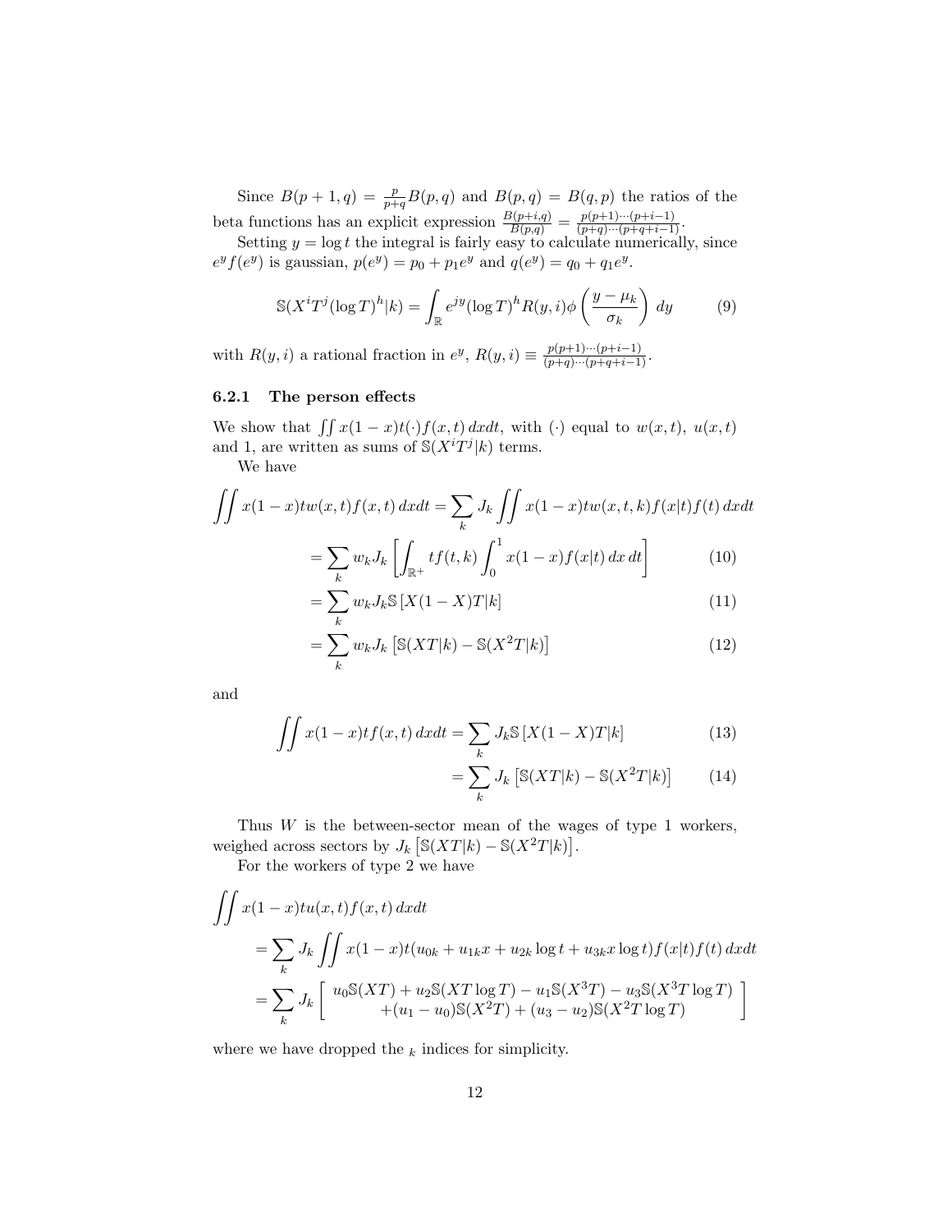Since $B(p+1,q) = \frac{p}{p+q}B(p,q)$ and $B(p,q) = B(q,p)$ the ratios of the beta functions has an explicit expression $\frac{B(p+i,q)}{B(p,q)} = \frac{p(p+1)\cdots(p+i-1)}{(p+q)\cdots(p+q+i-1)}$.

Setting $y = \log t$ the integral is fairly easy to calculate numerically, since $e^y f(e^y)$ is gaussian, $p(e^y) = p_0 + p_1 e^y$ and $q(e^y) = q_0 + q_1 e^y$.

$$\mathbb{S}(X^i T^j (\log T)^h | k) = \int_{\mathbb{R}} e^{jy} (\log T)^h R(y,i) \phi\left(\frac{y-\mu_k}{\sigma_k}\right) dy \tag{9}$$

with $R(y,i)$ a rational fraction in $e^y$, $R(y,i) \equiv \frac{p(p+1)\cdots(p+i-1)}{(p+q)\cdots(p+q+i-1)}$.

### 6.2.1 The person effects

We show that $\iint x(1-x)t(\cdot)f(x,t)\,dxdt$, with $(\cdot)$ equal to $w(x,t)$, $u(x,t)$ and 1, are written as sums of $\mathbb{S}(X^i T^j|k)$ terms.

We have

$$\begin{aligned}
\iint x(1-x)tw(x,t)f(x,t)\,dxdt &= \sum_k J_k \iint x(1-x)tw(x,t,k)f(x|t)f(t)\,dxdt \\
&= \sum_k w_k J_k \left[\int_{\mathbb{R}^+} tf(t,k) \int_0^1 x(1-x)f(x|t)\,dx\,dt\right] \qquad (10) \\
&= \sum_k w_k J_k \mathbb{S}\left[X(1-X)T|k\right] \qquad (11) \\
&= \sum_k w_k J_k \left[\mathbb{S}(XT|k) - \mathbb{S}(X^2T|k)\right] \qquad (12)
\end{aligned}$$

and

$$\begin{aligned}
\iint x(1-x)tf(x,t)\,dxdt &= \sum_k J_k \mathbb{S}\left[X(1-X)T|k\right] \qquad (13) \\
&= \sum_k J_k \left[\mathbb{S}(XT|k) - \mathbb{S}(X^2T|k)\right] \qquad (14)
\end{aligned}$$

Thus $W$ is the between-sector mean of the wages of type 1 workers, weighed across sectors by $J_k\left[\mathbb{S}(XT|k) - \mathbb{S}(X^2T|k)\right]$.

For the workers of type 2 we have

$$\begin{aligned}
&\iint x(1-x)tu(x,t)f(x,t)\,dxdt \\
&= \sum_k J_k \iint x(1-x)t(u_{0k} + u_{1k}x + u_{2k}\log t + u_{3k}x\log t)f(x|t)f(t)\,dxdt \\
&= \sum_k J_k \left[\begin{array}{c} u_0\mathbb{S}(XT) + u_2\mathbb{S}(XT\log T) - u_1\mathbb{S}(X^3T) - u_3\mathbb{S}(X^3T\log T) \\ +(u_1-u_0)\mathbb{S}(X^2T) + (u_3-u_2)\mathbb{S}(X^2T\log T) \end{array}\right]
\end{aligned}$$

where we have dropped the $_k$ indices for simplicity.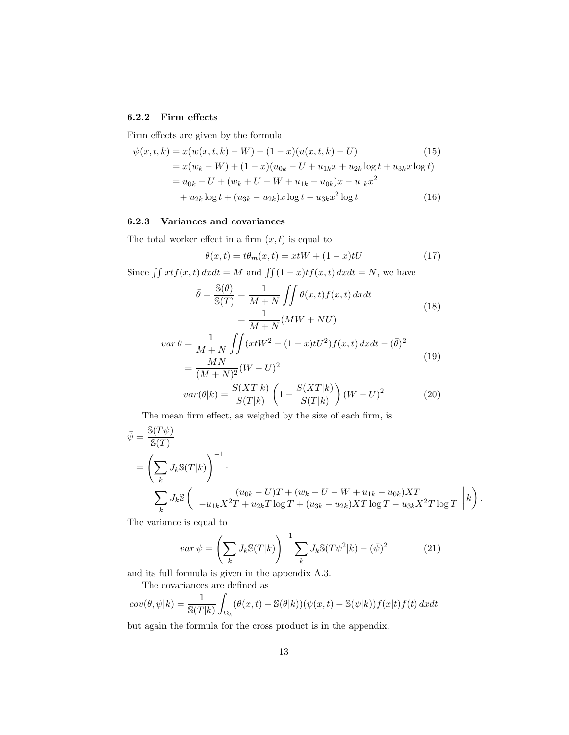### 6.2.2 Firm effects

Firm effects are given by the formula

$$
\begin{aligned}
\psi(x,t,k) &= x(w(x,t,k) - W) + (1-x)(u(x,t,k) - U) \qquad (15)\\
&= x(w_k - W) + (1-x)(u_{0k} - U + u_{1k}x + u_{2k}\log t + u_{3k}x\log t)\\
&= u_{0k} - U + (w_k + U - W + u_{1k} - u_{0k})x - u_{1k}x^2\\
&\quad + u_{2k}\log t + (u_{3k} - u_{2k})x\log t - u_{3k}x^2\log t \qquad (16)
\end{aligned}
$$

### 6.2.3 Variances and covariances

The total worker effect in a firm $(x,t)$ is equal to

$$
\theta(x,t) = t\theta_m(x,t) = xtW + (1-x)tU \qquad (17)
$$

Since $\iint xtf(x,t)\,dxdt = M$ and $\iint (1-x)tf(x,t)\,dxdt = N$, we have

$$
\begin{aligned}
\bar{\theta} = \frac{\mathbb{S}(\theta)}{\mathbb{S}(T)} &= \frac{1}{M+N}\iint \theta(x,t)f(x,t)\,dxdt\\
&= \frac{1}{M+N}(MW + NU)
\end{aligned} \qquad (18)
$$

$$
\begin{aligned}
var\,\theta &= \frac{1}{M+N}\iint (xtW^2 + (1-x)tU^2)f(x,t)\,dxdt - (\bar{\theta})^2\\
&= \frac{MN}{(M+N)^2}(W-U)^2
\end{aligned} \qquad (19)
$$

$$
var(\theta|k) = \frac{S(XT|k)}{S(T|k)}\left(1 - \frac{S(XT|k)}{S(T|k)}\right)(W-U)^2 \qquad (20)
$$

The mean firm effect, as weighed by the size of each firm, is

$$
\begin{aligned}
\bar{\psi} &= \frac{\mathbb{S}(T\psi)}{\mathbb{S}(T)}\\
&= \left(\sum_k J_k \mathbb{S}(T|k)\right)^{-1} \cdot\\
&\quad \sum_k J_k \mathbb{S}\left( \begin{array}{c} (u_{0k} - U)T + (w_k + U - W + u_{1k} - u_{0k})XT \\ -u_{1k}X^2T + u_{2k}T\log T + (u_{3k} - u_{2k})XT\log T - u_{3k}X^2T\log T \end{array} \middle| k \right).
\end{aligned}
$$

The variance is equal to

$$
var\,\psi = \left(\sum_k J_k \mathbb{S}(T|k)\right)^{-1} \sum_k J_k \mathbb{S}(T\psi^2|k) - (\bar{\psi})^2 \qquad (21)
$$

and its full formula is given in the appendix A.3.

The covariances are defined as

$$
cov(\theta,\psi|k) = \frac{1}{\mathbb{S}(T|k)}\int_{\Omega_k} (\theta(x,t) - \mathbb{S}(\theta|k))(\psi(x,t) - \mathbb{S}(\psi|k))f(x|t)f(t)\,dxdt
$$

but again the formula for the cross product is in the appendix.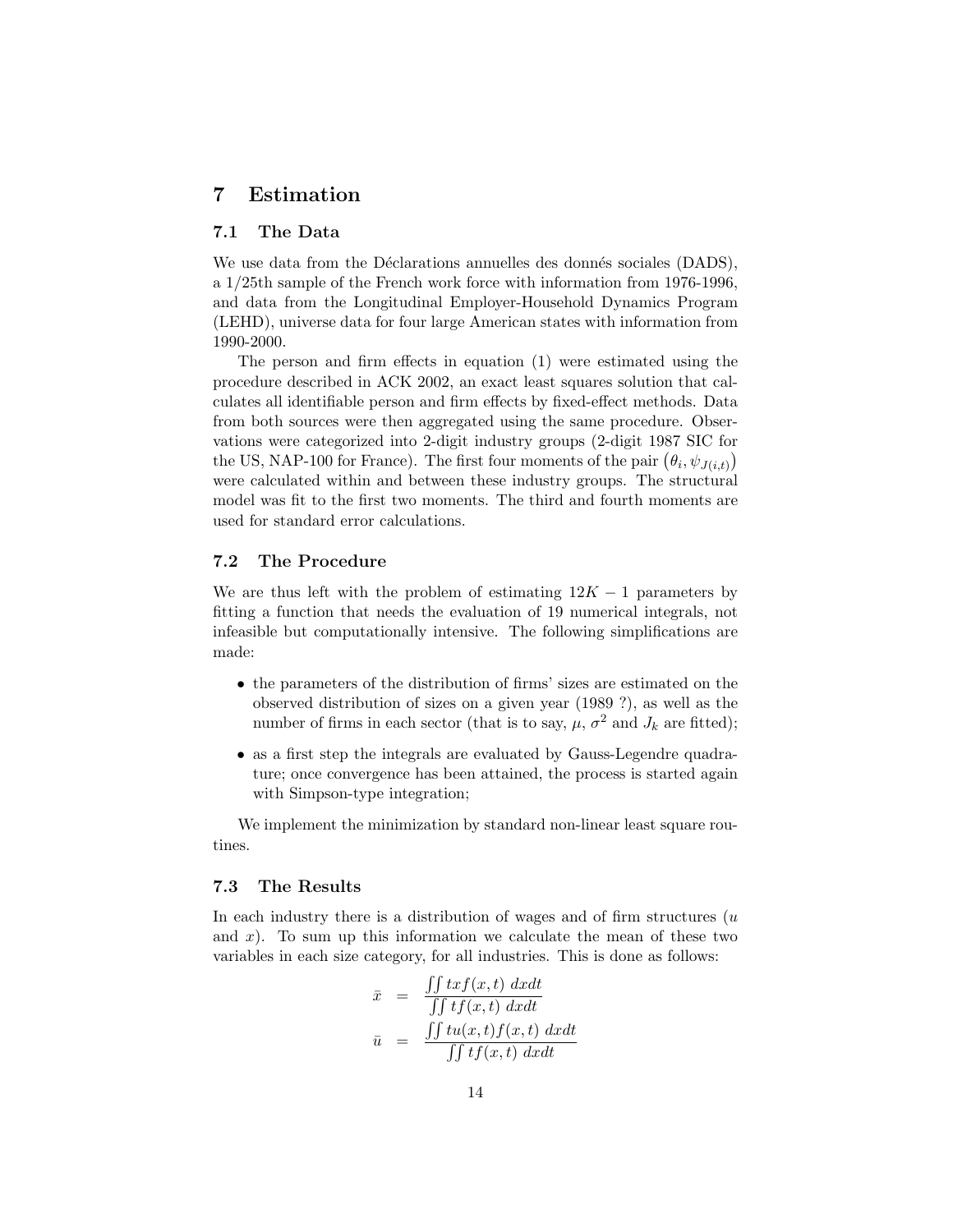# 7 Estimation

## 7.1 The Data

We use data from the Déclarations annuelles des donnés sociales (DADS), a 1/25th sample of the French work force with information from 1976-1996, and data from the Longitudinal Employer-Household Dynamics Program (LEHD), universe data for four large American states with information from 1990-2000.

The person and firm effects in equation (1) were estimated using the procedure described in ACK 2002, an exact least squares solution that calculates all identifiable person and firm effects by fixed-effect methods. Data from both sources were then aggregated using the same procedure. Observations were categorized into 2-digit industry groups (2-digit 1987 SIC for the US, NAP-100 for France). The first four moments of the pair $\left(\theta_i, \psi_{J(i,t)}\right)$ were calculated within and between these industry groups. The structural model was fit to the first two moments. The third and fourth moments are used for standard error calculations.

## 7.2 The Procedure

We are thus left with the problem of estimating $12K - 1$ parameters by fitting a function that needs the evaluation of 19 numerical integrals, not infeasible but computationally intensive. The following simplifications are made:

- the parameters of the distribution of firms' sizes are estimated on the observed distribution of sizes on a given year (1989 ?), as well as the number of firms in each sector (that is to say, $\mu$, $\sigma^2$ and $J_k$ are fitted);
- as a first step the integrals are evaluated by Gauss-Legendre quadrature; once convergence has been attained, the process is started again with Simpson-type integration;

We implement the minimization by standard non-linear least square routines.

## 7.3 The Results

In each industry there is a distribution of wages and of firm structures ($u$ and $x$). To sum up this information we calculate the mean of these two variables in each size category, for all industries. This is done as follows:

$$
\begin{aligned}
\bar{x} &= \frac{\iint txf(x,t)\ dxdt}{\iint tf(x,t)\ dxdt} \\
\bar{u} &= \frac{\iint tu(x,t)f(x,t)\ dxdt}{\iint tf(x,t)\ dxdt}
\end{aligned}
$$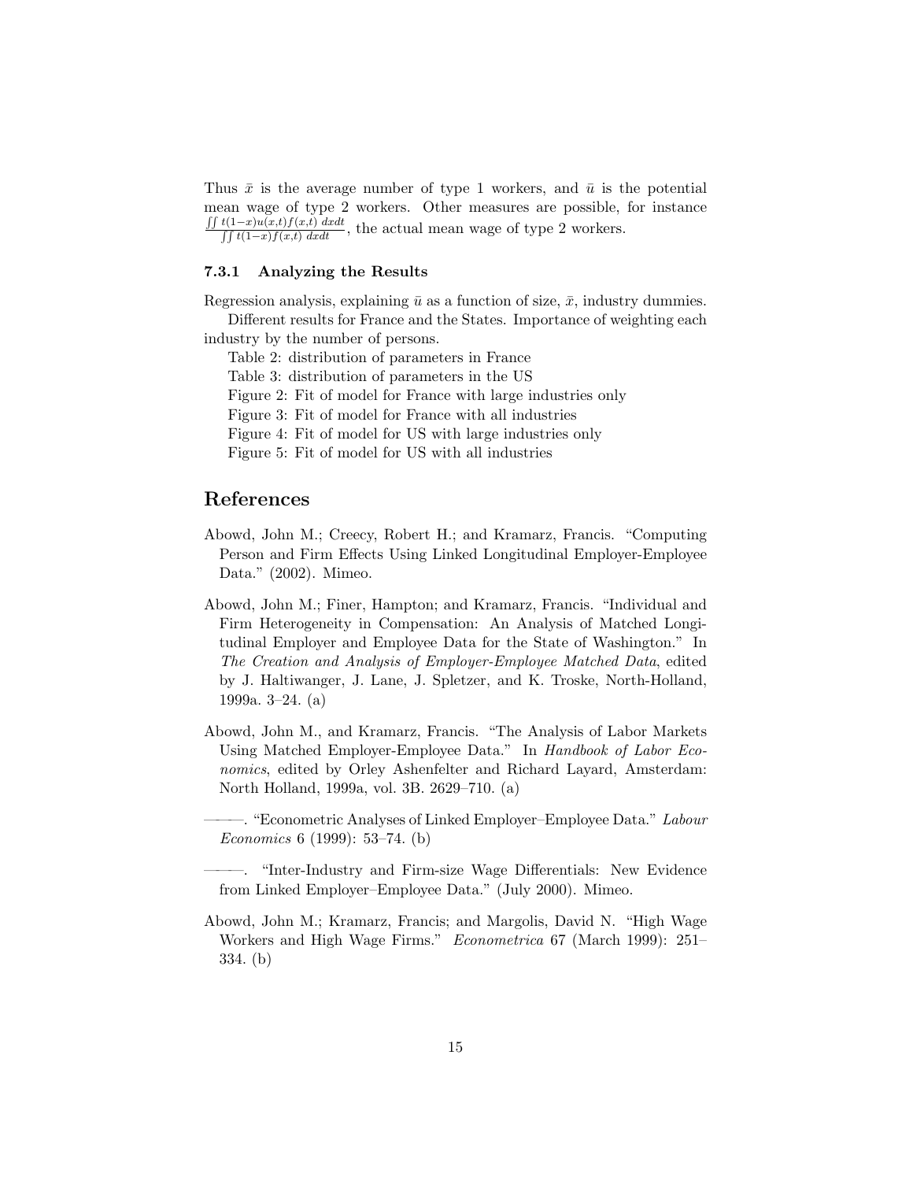Thus $\bar{x}$ is the average number of type 1 workers, and $\bar{u}$ is the potential mean wage of type 2 workers. Other measures are possible, for instance $\frac{\iint t(1-x)u(x,t)f(x,t)\ dxdt}{\iint t(1-x)f(x,t)\ dxdt}$, the actual mean wage of type 2 workers.

### 7.3.1 Analyzing the Results

Regression analysis, explaining $\bar{u}$ as a function of size, $\bar{x}$, industry dummies.

Different results for France and the States. Importance of weighting each industry by the number of persons.

Table 2: distribution of parameters in France

Table 3: distribution of parameters in the US

Figure 2: Fit of model for France with large industries only

Figure 3: Fit of model for France with all industries

Figure 4: Fit of model for US with large industries only

Figure 5: Fit of model for US with all industries

## References

Abowd, John M.; Creecy, Robert H.; and Kramarz, Francis. "Computing Person and Firm Effects Using Linked Longitudinal Employer-Employee Data." (2002). Mimeo.

Abowd, John M.; Finer, Hampton; and Kramarz, Francis. "Individual and Firm Heterogeneity in Compensation: An Analysis of Matched Longitudinal Employer and Employee Data for the State of Washington." In *The Creation and Analysis of Employer-Employee Matched Data*, edited by J. Haltiwanger, J. Lane, J. Spletzer, and K. Troske, North-Holland, 1999a. 3–24. (a)

Abowd, John M., and Kramarz, Francis. "The Analysis of Labor Markets Using Matched Employer-Employee Data." In *Handbook of Labor Economics*, edited by Orley Ashenfelter and Richard Layard, Amsterdam: North Holland, 1999a, vol. 3B. 2629–710. (a)

———. "Econometric Analyses of Linked Employer–Employee Data." *Labour Economics* 6 (1999): 53–74. (b)

———. "Inter-Industry and Firm-size Wage Differentials: New Evidence from Linked Employer–Employee Data." (July 2000). Mimeo.

Abowd, John M.; Kramarz, Francis; and Margolis, David N. "High Wage Workers and High Wage Firms." *Econometrica* 67 (March 1999): 251–334. (b)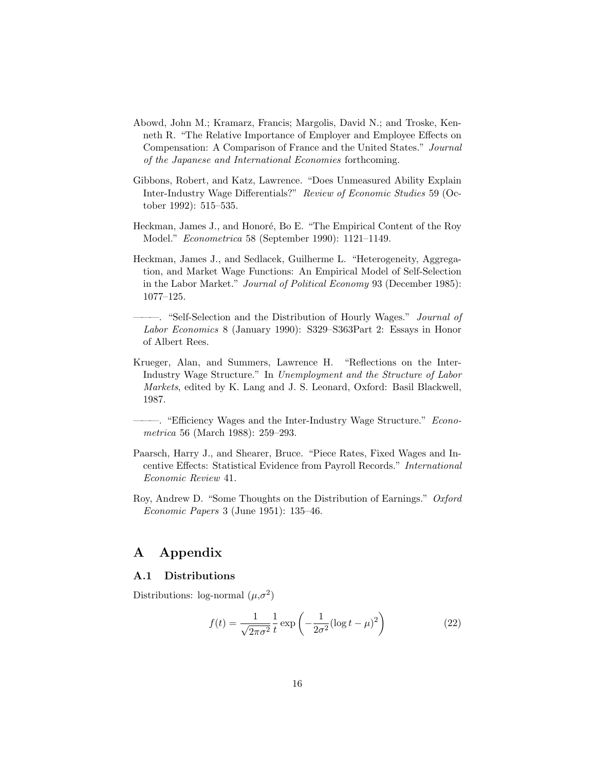Abowd, John M.; Kramarz, Francis; Margolis, David N.; and Troske, Kenneth R. "The Relative Importance of Employer and Employee Effects on Compensation: A Comparison of France and the United States." *Journal of the Japanese and International Economies* forthcoming.

Gibbons, Robert, and Katz, Lawrence. "Does Unmeasured Ability Explain Inter-Industry Wage Differentials?" *Review of Economic Studies* 59 (October 1992): 515–535.

Heckman, James J., and Honoré, Bo E. "The Empirical Content of the Roy Model." *Econometrica* 58 (September 1990): 1121–1149.

Heckman, James J., and Sedlacek, Guilherme L. "Heterogeneity, Aggregation, and Market Wage Functions: An Empirical Model of Self-Selection in the Labor Market." *Journal of Political Economy* 93 (December 1985): 1077–125.

———. "Self-Selection and the Distribution of Hourly Wages." *Journal of Labor Economics* 8 (January 1990): S329–S363Part 2: Essays in Honor of Albert Rees.

Krueger, Alan, and Summers, Lawrence H. "Reflections on the Inter-Industry Wage Structure." In *Unemployment and the Structure of Labor Markets*, edited by K. Lang and J. S. Leonard, Oxford: Basil Blackwell, 1987.

———. "Efficiency Wages and the Inter-Industry Wage Structure." *Econometrica* 56 (March 1988): 259–293.

Paarsch, Harry J., and Shearer, Bruce. "Piece Rates, Fixed Wages and Incentive Effects: Statistical Evidence from Payroll Records." *International Economic Review* 41.

Roy, Andrew D. "Some Thoughts on the Distribution of Earnings." *Oxford Economic Papers* 3 (June 1951): 135–46.

# A Appendix

## A.1 Distributions

Distributions: log-normal ($\mu$,$\sigma^2$)

$$f(t) = \frac{1}{\sqrt{2\pi\sigma^2}} \frac{1}{t} \exp\left(-\frac{1}{2\sigma^2}(\log t - \mu)^2\right) \tag{22}$$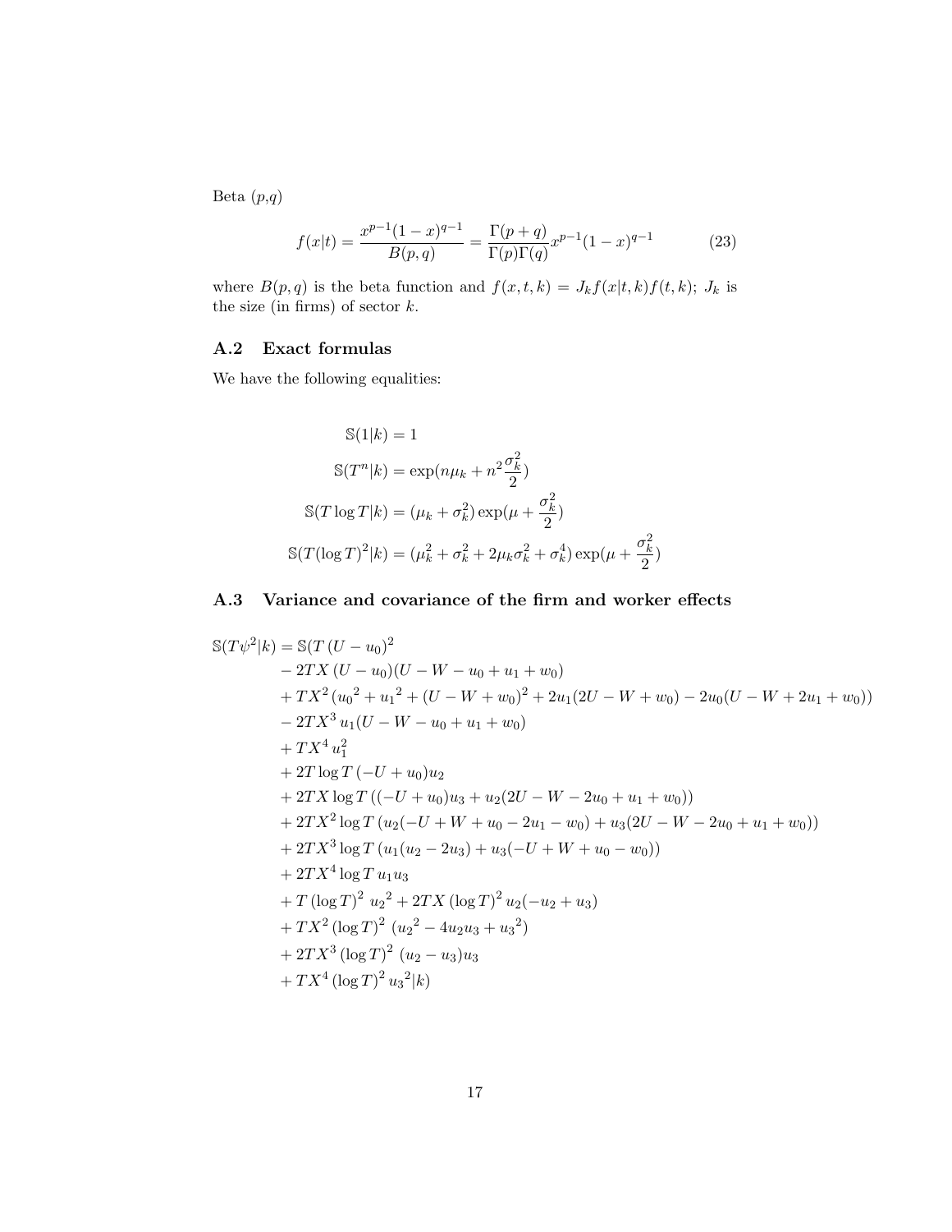Beta $(p,q)$

$$f(x|t) = \frac{x^{p-1}(1-x)^{q-1}}{B(p,q)} = \frac{\Gamma(p+q)}{\Gamma(p)\Gamma(q)} x^{p-1}(1-x)^{q-1} \tag{23}$$

where $B(p,q)$ is the beta function and $f(x,t,k) = J_k f(x|t,k) f(t,k)$; $J_k$ is the size (in firms) of sector $k$.

### A.2 Exact formulas

We have the following equalities:

$$\begin{aligned}
\mathbb{S}(1|k) &= 1 \\
\mathbb{S}(T^n|k) &= \exp(n\mu_k + n^2\frac{\sigma_k^2}{2}) \\
\mathbb{S}(T\log T|k) &= (\mu_k + \sigma_k^2)\exp(\mu + \frac{\sigma_k^2}{2}) \\
\mathbb{S}(T(\log T)^2|k) &= (\mu_k^2 + \sigma_k^2 + 2\mu_k\sigma_k^2 + \sigma_k^4)\exp(\mu + \frac{\sigma_k^2}{2})
\end{aligned}$$

### A.3 Variance and covariance of the firm and worker effects

$$\begin{aligned}
\mathbb{S}(T\psi^2|k) = \mathbb{S}(&T\,(U-u_0)^2 \\
&- 2TX\,(U-u_0)(U-W-u_0+u_1+w_0) \\
&+ TX^2\,({u_0}^2 + {u_1}^2 + (U-W+w_0)^2 + 2u_1(2U-W+w_0) - 2u_0(U-W+2u_1+w_0)) \\
&- 2TX^3\,u_1(U-W-u_0+u_1+w_0) \\
&+ TX^4\,u_1^2 \\
&+ 2T\log T\,(-U+u_0)u_2 \\
&+ 2TX\log T\,((-U+u_0)u_3 + u_2(2U-W-2u_0+u_1+w_0)) \\
&+ 2TX^2\log T\,(u_2(-U+W+u_0-2u_1-w_0) + u_3(2U-W-2u_0+u_1+w_0)) \\
&+ 2TX^3\log T\,(u_1(u_2-2u_3) + u_3(-U+W+u_0-w_0)) \\
&+ 2TX^4\log T\,u_1u_3 \\
&+ T\,(\log T)^2\,{u_2}^2 + 2TX\,(\log T)^2\,u_2(-u_2+u_3) \\
&+ TX^2\,(\log T)^2\,({u_2}^2 - 4u_2u_3 + {u_3}^2) \\
&+ 2TX^3\,(\log T)^2\,(u_2-u_3)u_3 \\
&+ TX^4\,(\log T)^2\,{u_3}^2|k)
\end{aligned}$$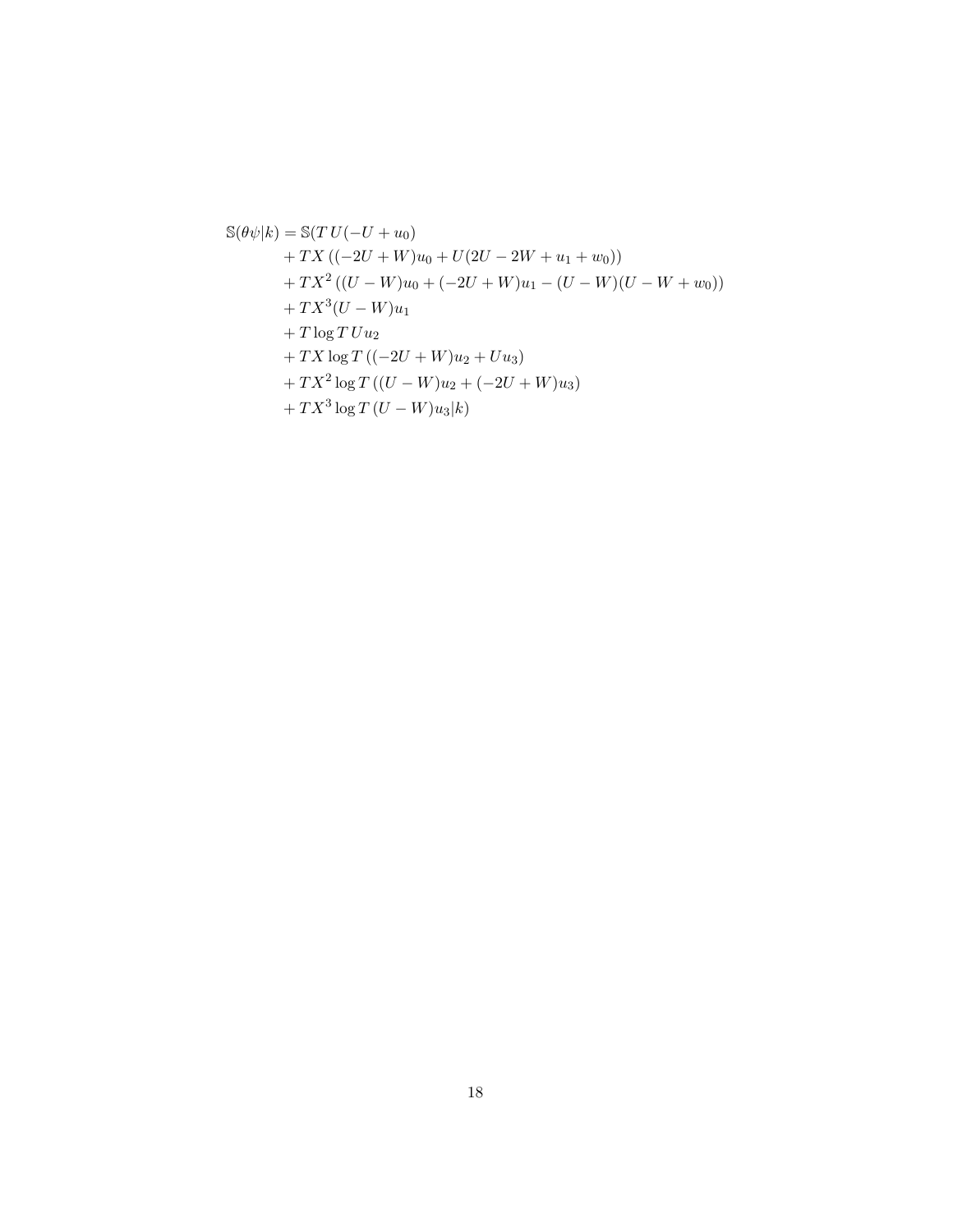$$
\begin{aligned}
\mathbb{S}(\theta\psi|k) = \mathbb{S}(&T\,U(-U+u_0) \\
&+ TX\,((-2U+W)u_0 + U(2U-2W+u_1+w_0)) \\
&+ TX^2\,((U-W)u_0 + (-2U+W)u_1 - (U-W)(U-W+w_0)) \\
&+ TX^3(U-W)u_1 \\
&+ T\log T\,U u_2 \\
&+ TX\log T\,((-2U+W)u_2 + Uu_3) \\
&+ TX^2\log T\,((U-W)u_2 + (-2U+W)u_3) \\
&+ TX^3\log T\,(U-W)u_3|k)
\end{aligned}
$$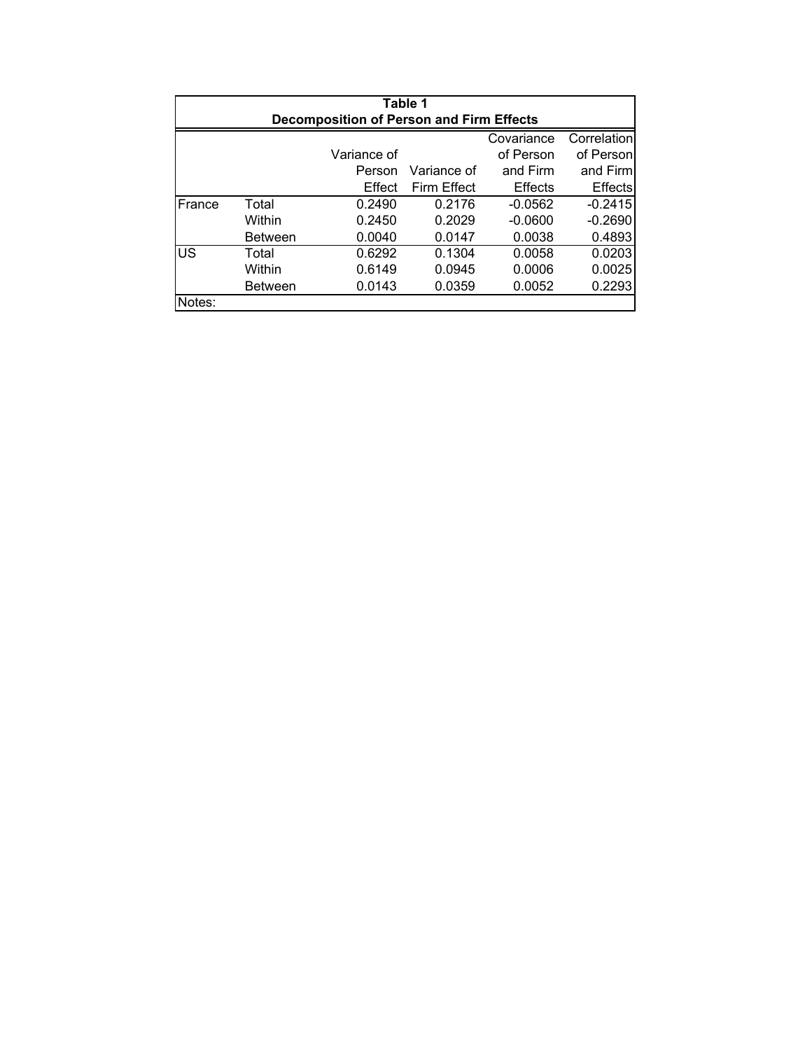**Table 1**

**Decomposition of Person and Firm Effects**

| | | Variance of Person Effect | Variance of Firm Effect | Covariance of Person and Firm Effects | Correlation of Person and Firm Effects |
|---|---|---|---|---|---|
| France | Total | 0.2490 | 0.2176 | -0.0562 | -0.2415 |
| | Within | 0.2450 | 0.2029 | -0.0600 | -0.2690 |
| | Between | 0.0040 | 0.0147 | 0.0038 | 0.4893 |
| US | Total | 0.6292 | 0.1304 | 0.0058 | 0.0203 |
| | Within | 0.6149 | 0.0945 | 0.0006 | 0.0025 |
| | Between | 0.0143 | 0.0359 | 0.0052 | 0.2293 |

Notes: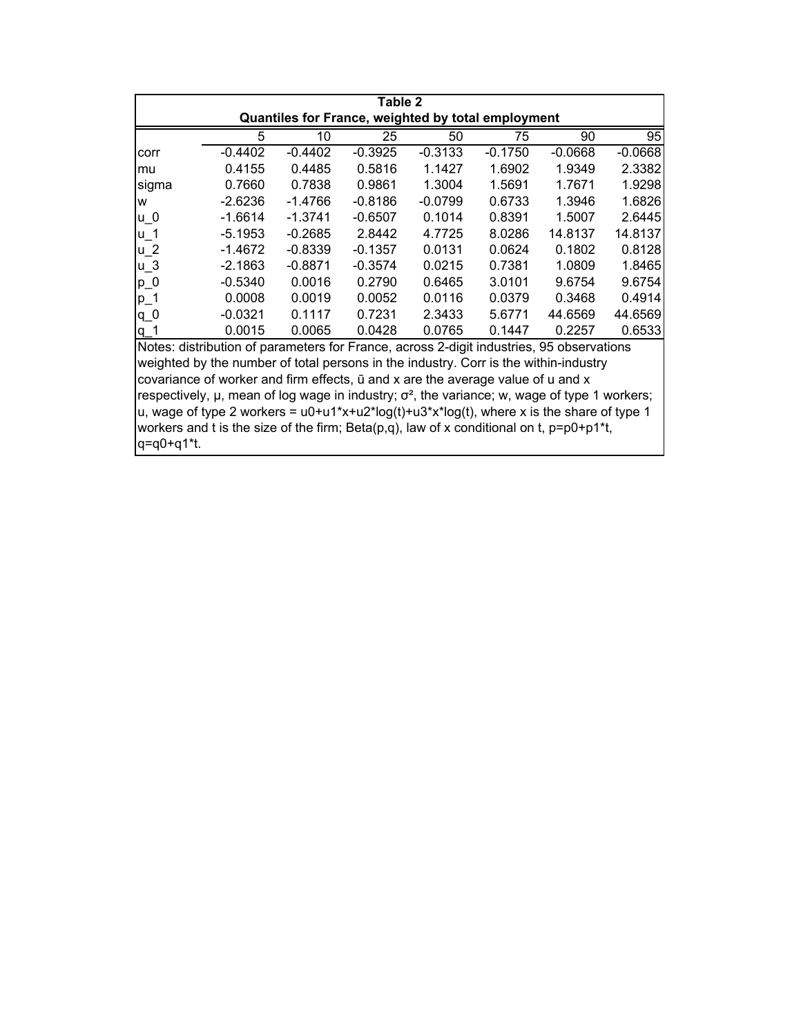**Table 2**
**Quantiles for France, weighted by total employment**

| | 5 | 10 | 25 | 50 | 75 | 90 | 95 |
|---|---|---|---|---|---|---|---|
| corr | -0.4402 | -0.4402 | -0.3925 | -0.3133 | -0.1750 | -0.0668 | -0.0668 |
| mu | 0.4155 | 0.4485 | 0.5816 | 1.1427 | 1.6902 | 1.9349 | 2.3382 |
| sigma | 0.7660 | 0.7838 | 0.9861 | 1.3004 | 1.5691 | 1.7671 | 1.9298 |
| w | -2.6236 | -1.4766 | -0.8186 | -0.0799 | 0.6733 | 1.3946 | 1.6826 |
| u_0 | -1.6614 | -1.3741 | -0.6507 | 0.1014 | 0.8391 | 1.5007 | 2.6445 |
| u_1 | -5.1953 | -0.2685 | 2.8442 | 4.7725 | 8.0286 | 14.8137 | 14.8137 |
| u_2 | -1.4672 | -0.8339 | -0.1357 | 0.0131 | 0.0624 | 0.1802 | 0.8128 |
| u_3 | -2.1863 | -0.8871 | -0.3574 | 0.0215 | 0.7381 | 1.0809 | 1.8465 |
| p_0 | -0.5340 | 0.0016 | 0.2790 | 0.6465 | 3.0101 | 9.6754 | 9.6754 |
| p_1 | 0.0008 | 0.0019 | 0.0052 | 0.0116 | 0.0379 | 0.3468 | 0.4914 |
| q_0 | -0.0321 | 0.1117 | 0.7231 | 2.3433 | 5.6771 | 44.6569 | 44.6569 |
| q_1 | 0.0015 | 0.0065 | 0.0428 | 0.0765 | 0.1447 | 0.2257 | 0.6533 |

Notes: distribution of parameters for France, across 2-digit industries, 95 observations weighted by the number of total persons in the industry. Corr is the within-industry covariance of worker and firm effects, ū and x are the average value of u and x respectively, μ, mean of log wage in industry; σ², the variance; w, wage of type 1 workers; u, wage of type 2 workers = u0+u1*x+u2*log(t)+u3*x*log(t), where x is the share of type 1 workers and t is the size of the firm; Beta(p,q), law of x conditional on t, p=p0+p1*t, q=q0+q1*t.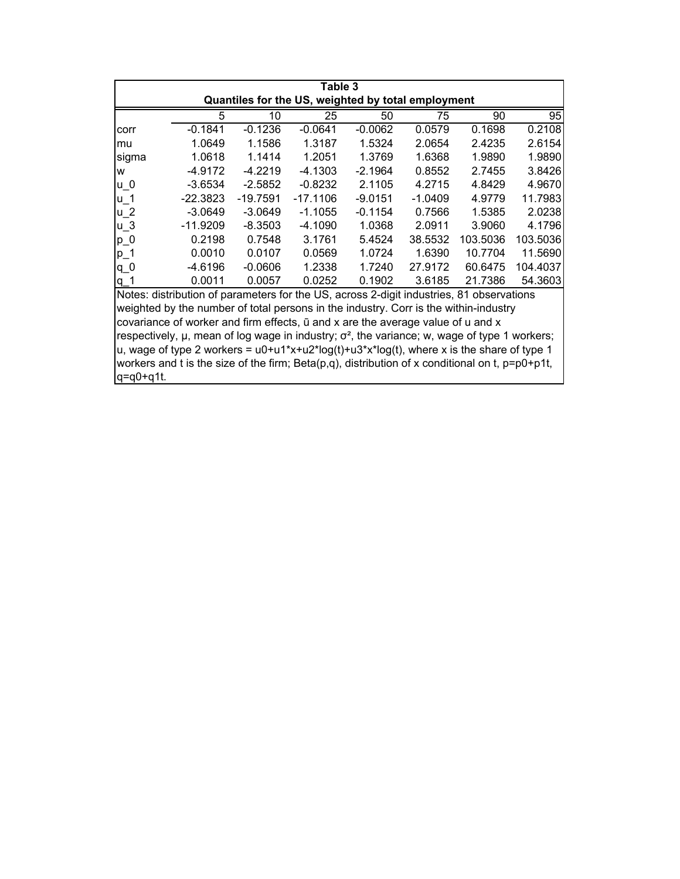**Table 3**

**Quantiles for the US, weighted by total employment**

| | 5 | 10 | 25 | 50 | 75 | 90 | 95 |
|---|---|---|---|---|---|---|---|
| corr | -0.1841 | -0.1236 | -0.0641 | -0.0062 | 0.0579 | 0.1698 | 0.2108 |
| mu | 1.0649 | 1.1586 | 1.3187 | 1.5324 | 2.0654 | 2.4235 | 2.6154 |
| sigma | 1.0618 | 1.1414 | 1.2051 | 1.3769 | 1.6368 | 1.9890 | 1.9890 |
| w | -4.9172 | -4.2219 | -4.1303 | -2.1964 | 0.8552 | 2.7455 | 3.8426 |
| u_0 | -3.6534 | -2.5852 | -0.8232 | 2.1105 | 4.2715 | 4.8429 | 4.9670 |
| u_1 | -22.3823 | -19.7591 | -17.1106 | -9.0151 | -1.0409 | 4.9779 | 11.7983 |
| u_2 | -3.0649 | -3.0649 | -1.1055 | -0.1154 | 0.7566 | 1.5385 | 2.0238 |
| u_3 | -11.9209 | -8.3503 | -4.1090 | 1.0368 | 2.0911 | 3.9060 | 4.1796 |
| p_0 | 0.2198 | 0.7548 | 3.1761 | 5.4524 | 38.5532 | 103.5036 | 103.5036 |
| p_1 | 0.0010 | 0.0107 | 0.0569 | 1.0724 | 1.6390 | 10.7704 | 11.5690 |
| q_0 | -4.6196 | -0.0606 | 1.2338 | 1.7240 | 27.9172 | 60.6475 | 104.4037 |
| q_1 | 0.0011 | 0.0057 | 0.0252 | 0.1902 | 3.6185 | 21.7386 | 54.3603 |

Notes: distribution of parameters for the US, across 2-digit industries, 81 observations weighted by the number of total persons in the industry. Corr is the within-industry covariance of worker and firm effects, ū and x are the average value of u and x respectively, μ, mean of log wage in industry; σ², the variance; w, wage of type 1 workers; u, wage of type 2 workers = u0+u1*x+u2*log(t)+u3*x*log(t), where x is the share of type 1 workers and t is the size of the firm; Beta(p,q), distribution of x conditional on t, p=p0+p1t, q=q0+q1t.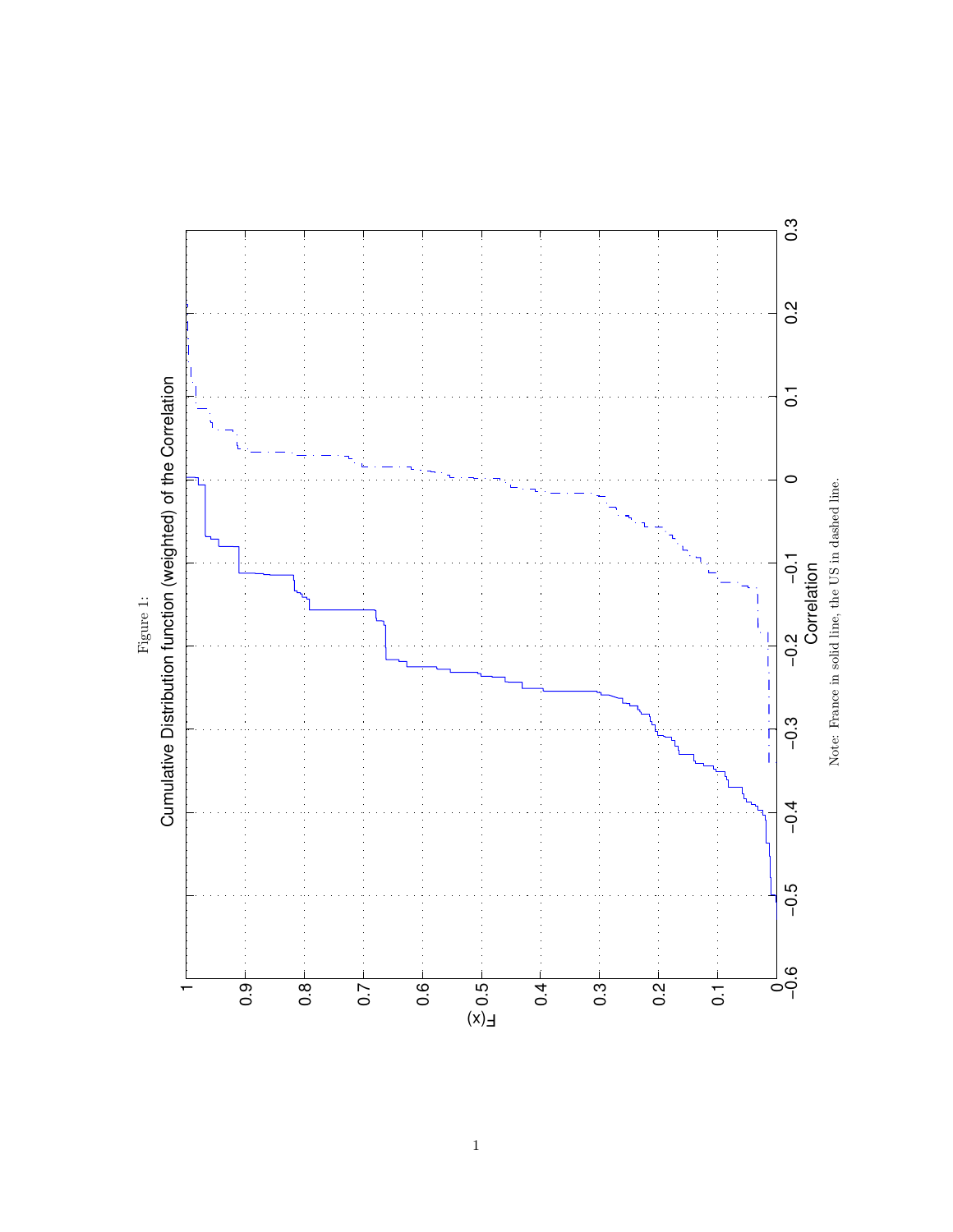Figure 1:

Cumulative Distribution function (weighted) of the Correlation

Note: France in solid line, the US in dashed line.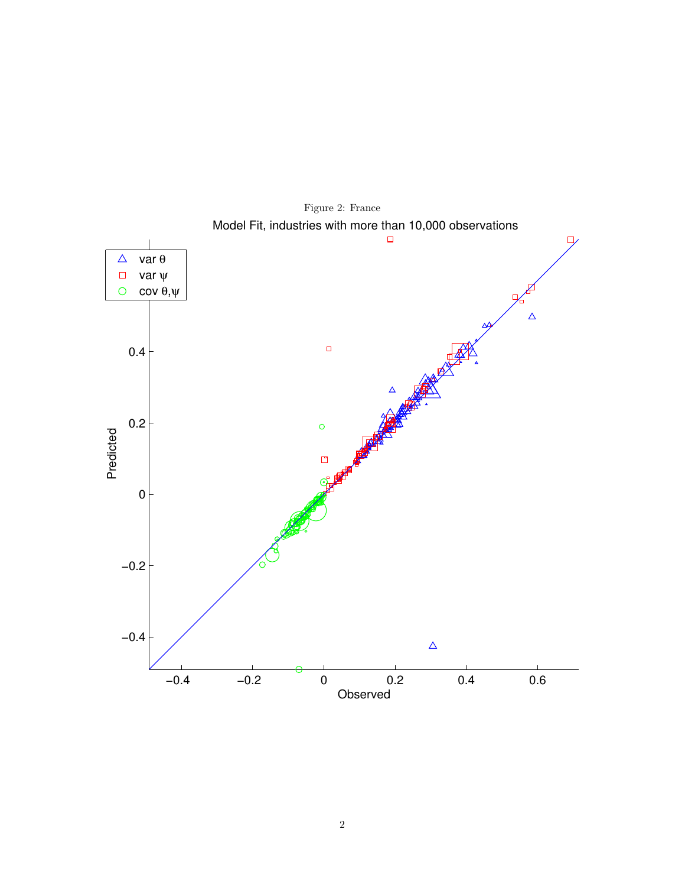Figure 2: France

Model Fit, industries with more than 10,000 observations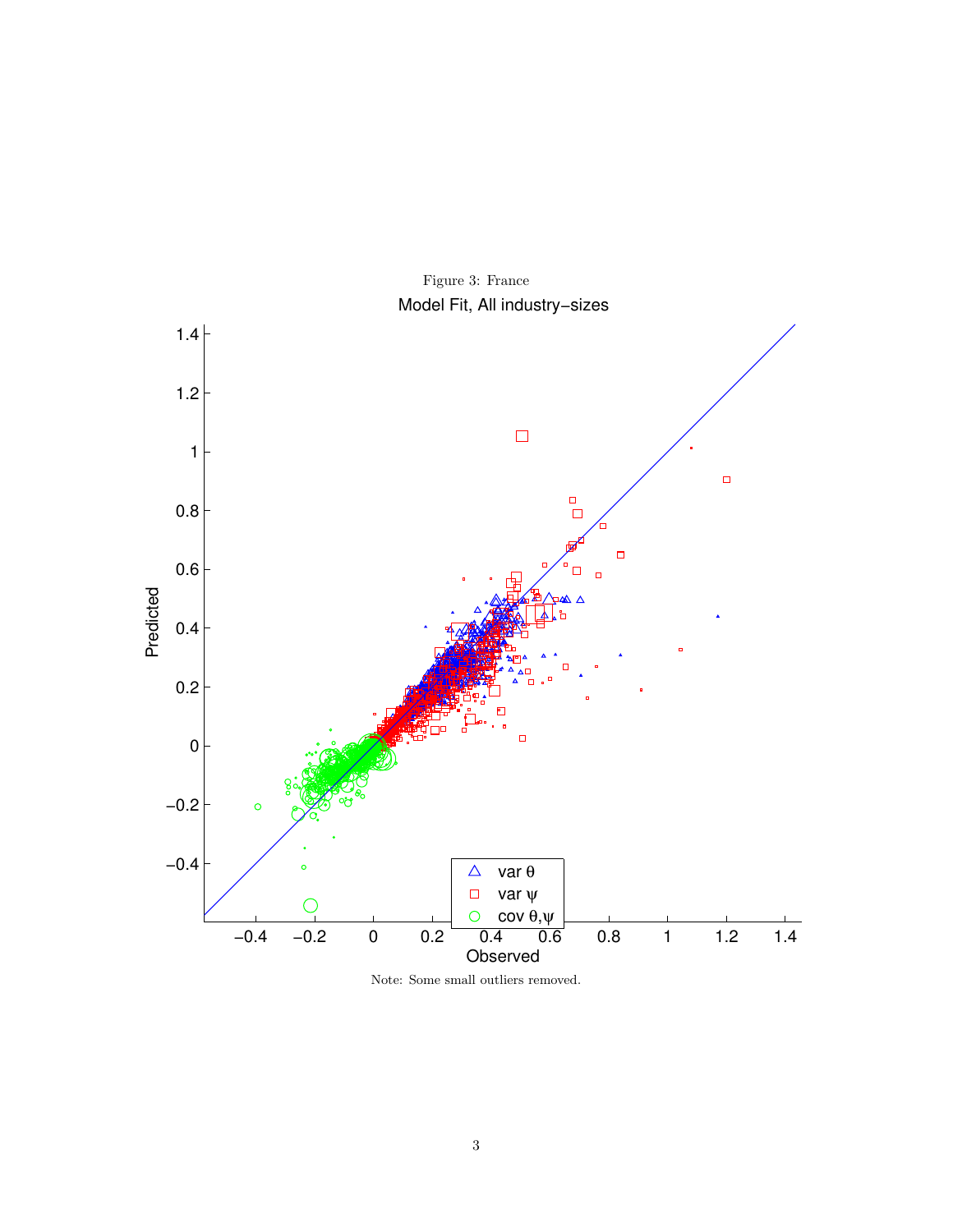Figure 3: France

Note: Some small outliers removed.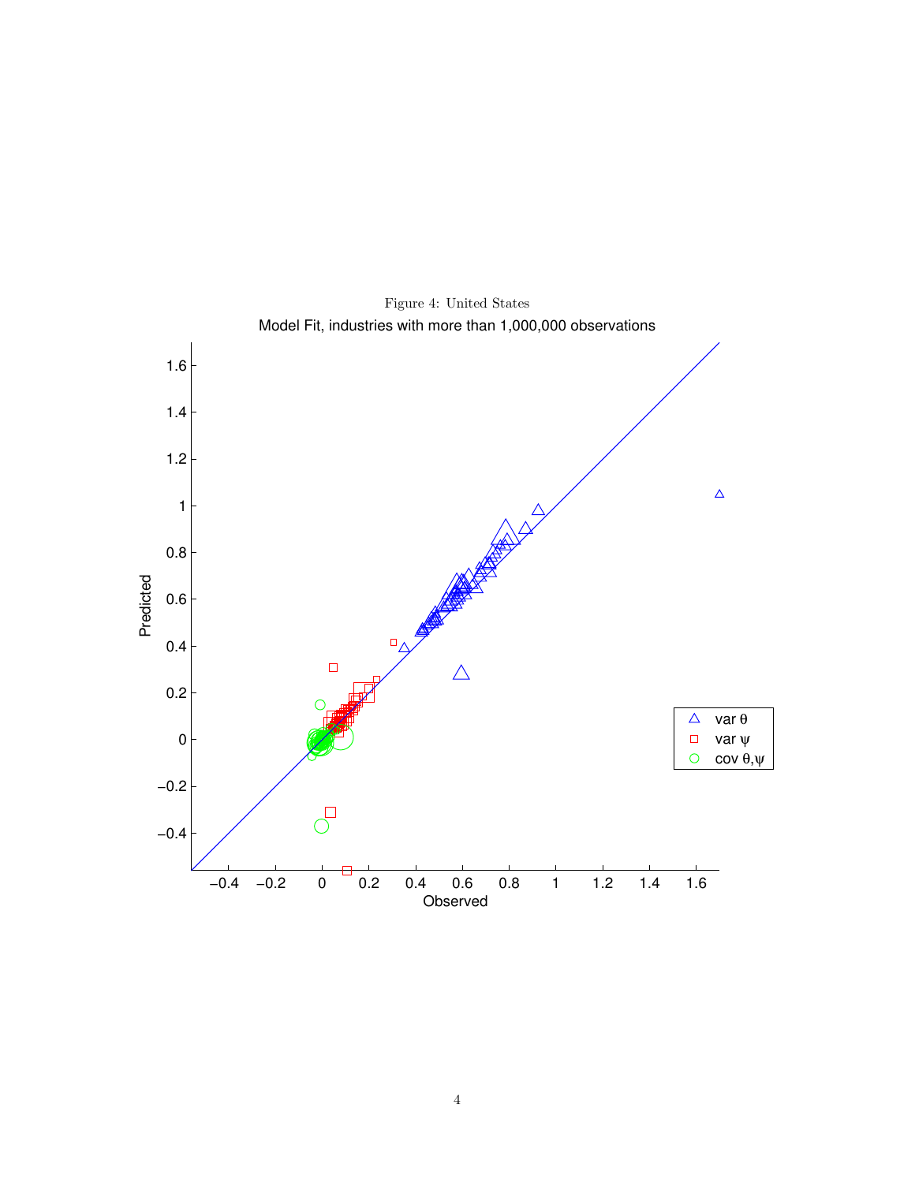Figure 4: United States

Model Fit, industries with more than 1,000,000 observations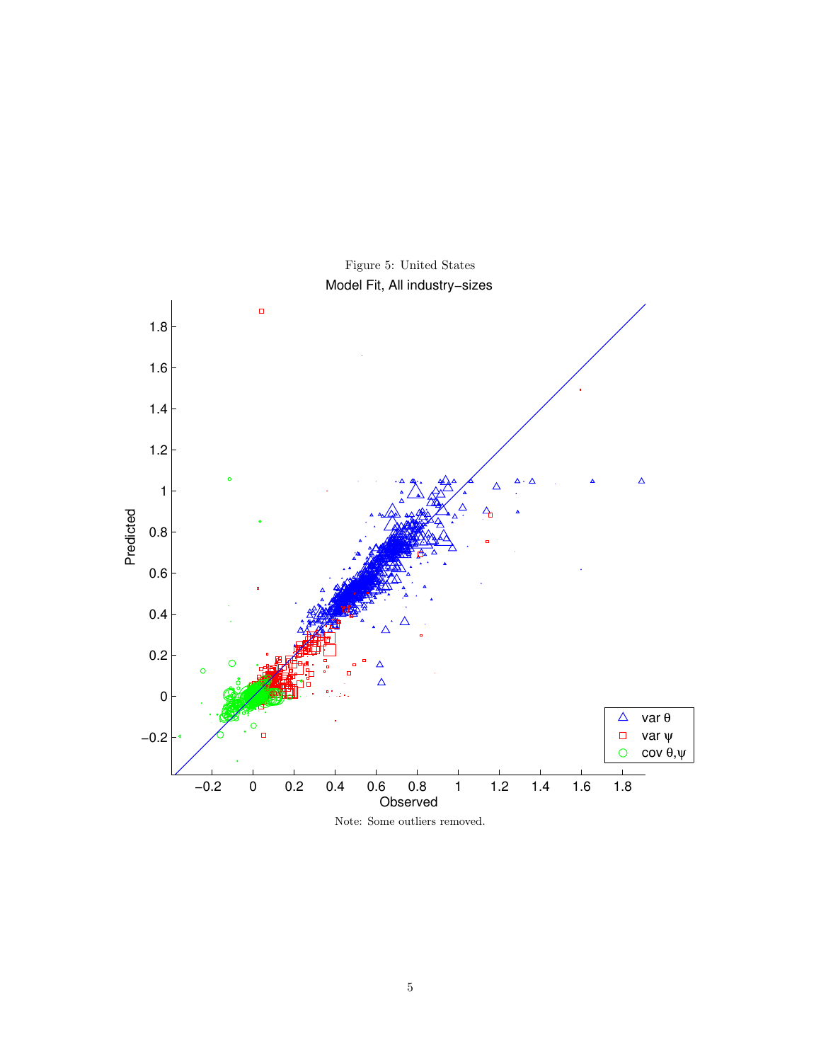Figure 5: United States

Model Fit, All industry−sizes

Predicted

1.8
1.6
1.4
1.2
1
0.8
0.6
0.4
0.2
0
−0.2

Observed

−0.2 0 0.2 0.4 0.6 0.8 1 1.2 1.4 1.6 1.8

var θ
var ψ
cov θ,ψ

Note: Some outliers removed.